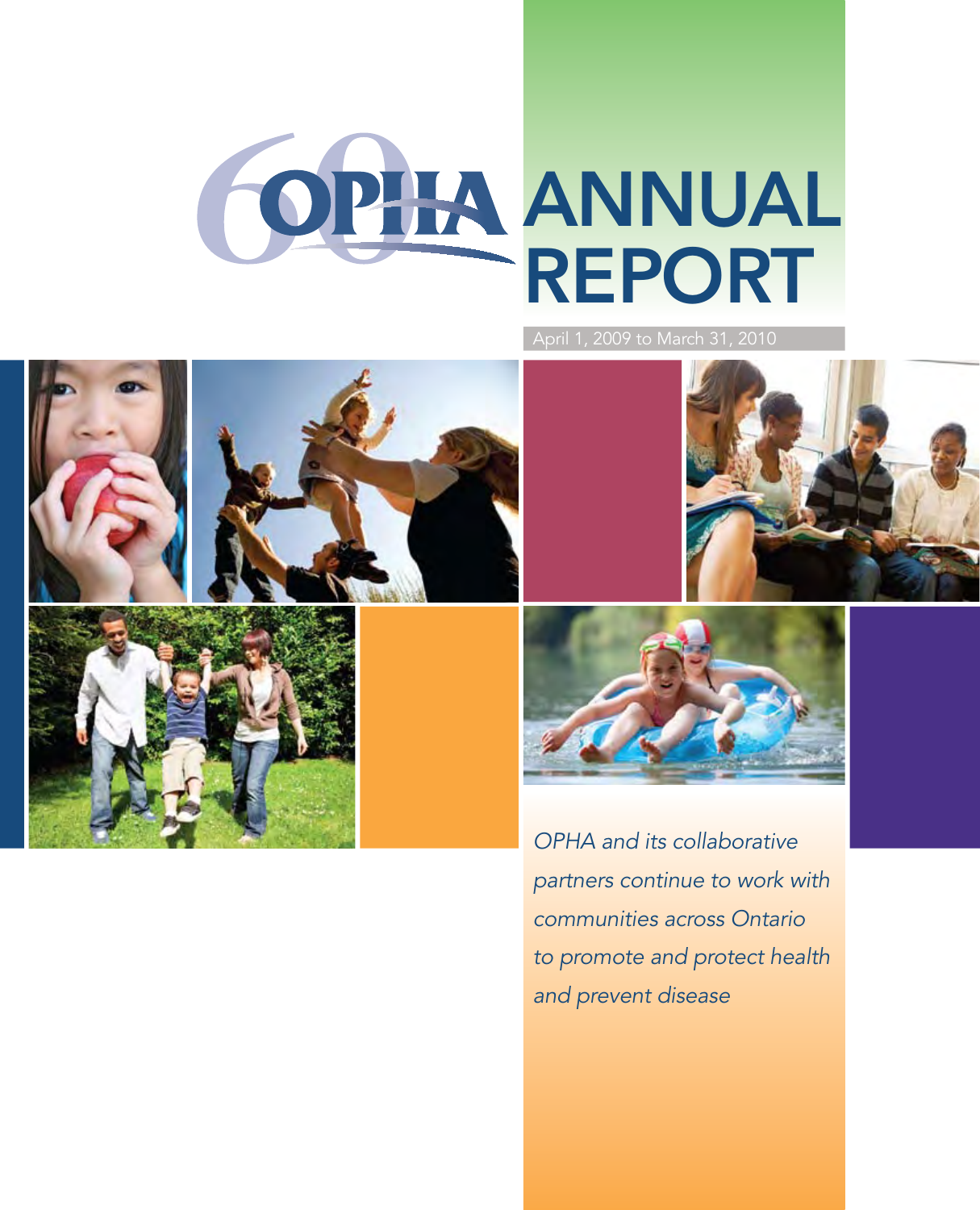# OPHA ANNUAL REPORT

April 1, 2009 to March 31, 2010

*OPHA and its collaborative partners continue to work with communities across Ontario to promote and protect health and prevent disease*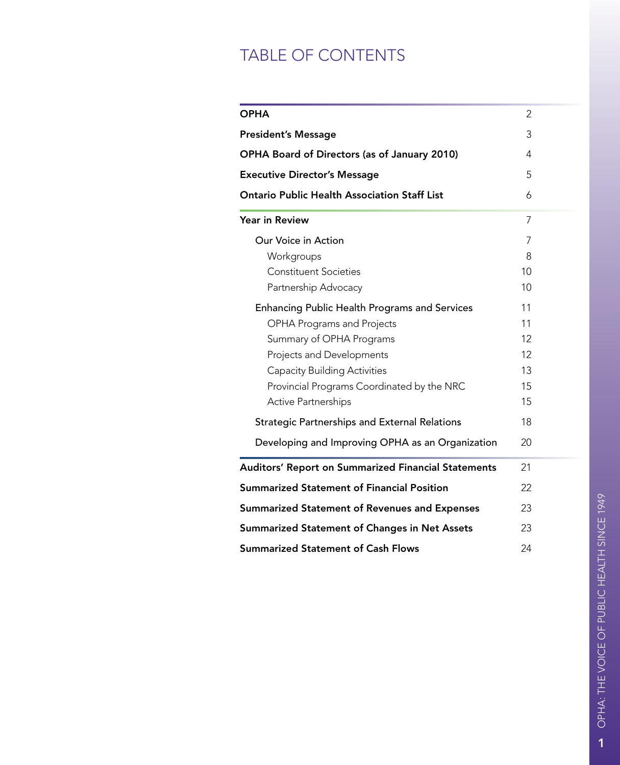# TABLE OF CONTENTS

| | |
|---|---|
| **OPHA** | 2 |
| **President's Message** | 3 |
| **OPHA Board of Directors (as of January 2010)** | 4 |
| **Executive Director's Message** | 5 |
| **Ontario Public Health Association Staff List** | 6 |
| **Year in Review** | 7 |
| Our Voice in Action | 7 |
| Workgroups | 8 |
| Constituent Societies | 10 |
| Partnership Advocacy | 10 |
| Enhancing Public Health Programs and Services | 11 |
| OPHA Programs and Projects | 11 |
| Summary of OPHA Programs | 12 |
| Projects and Developments | 12 |
| Capacity Building Activities | 13 |
| Provincial Programs Coordinated by the NRC | 15 |
| Active Partnerships | 15 |
| Strategic Partnerships and External Relations | 18 |
| Developing and Improving OPHA as an Organization | 20 |
| **Auditors' Report on Summarized Financial Statements** | 21 |
| **Summarized Statement of Financial Position** | 22 |
| **Summarized Statement of Revenues and Expenses** | 23 |
| **Summarized Statement of Changes in Net Assets** | 23 |
| **Summarized Statement of Cash Flows** | 24 |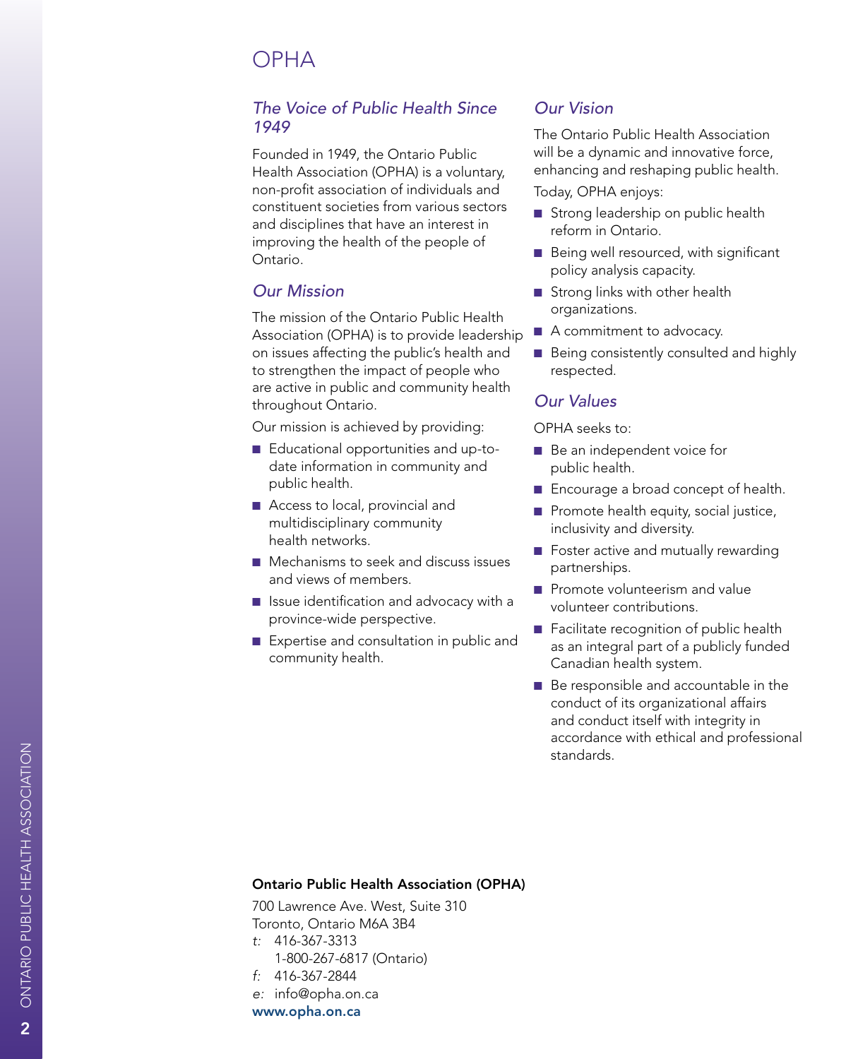# OPHA

## *The Voice of Public Health Since 1949*

Founded in 1949, the Ontario Public Health Association (OPHA) is a voluntary, non-profit association of individuals and constituent societies from various sectors and disciplines that have an interest in improving the health of the people of Ontario.

## *Our Mission*

The mission of the Ontario Public Health Association (OPHA) is to provide leadership on issues affecting the public's health and to strengthen the impact of people who are active in public and community health throughout Ontario.

Our mission is achieved by providing:

- Educational opportunities and up-to-date information in community and public health.
- Access to local, provincial and multidisciplinary community health networks.
- Mechanisms to seek and discuss issues and views of members.
- Issue identification and advocacy with a province-wide perspective.
- Expertise and consultation in public and community health.

## *Our Vision*

The Ontario Public Health Association will be a dynamic and innovative force, enhancing and reshaping public health.

Today, OPHA enjoys:

- Strong leadership on public health reform in Ontario.
- Being well resourced, with significant policy analysis capacity.
- Strong links with other health organizations.
- A commitment to advocacy.
- Being consistently consulted and highly respected.

## *Our Values*

OPHA seeks to:

- Be an independent voice for public health.
- Encourage a broad concept of health.
- Promote health equity, social justice, inclusivity and diversity.
- Foster active and mutually rewarding partnerships.
- Promote volunteerism and value volunteer contributions.
- Facilitate recognition of public health as an integral part of a publicly funded Canadian health system.
- Be responsible and accountable in the conduct of its organizational affairs and conduct itself with integrity in accordance with ethical and professional standards.

**Ontario Public Health Association (OPHA)**

700 Lawrence Ave. West, Suite 310
Toronto, Ontario M6A 3B4
*t:* 416-367-3313
1-800-267-6817 (Ontario)
*f:* 416-367-2844
*e:* info@opha.on.ca
**www.opha.on.ca**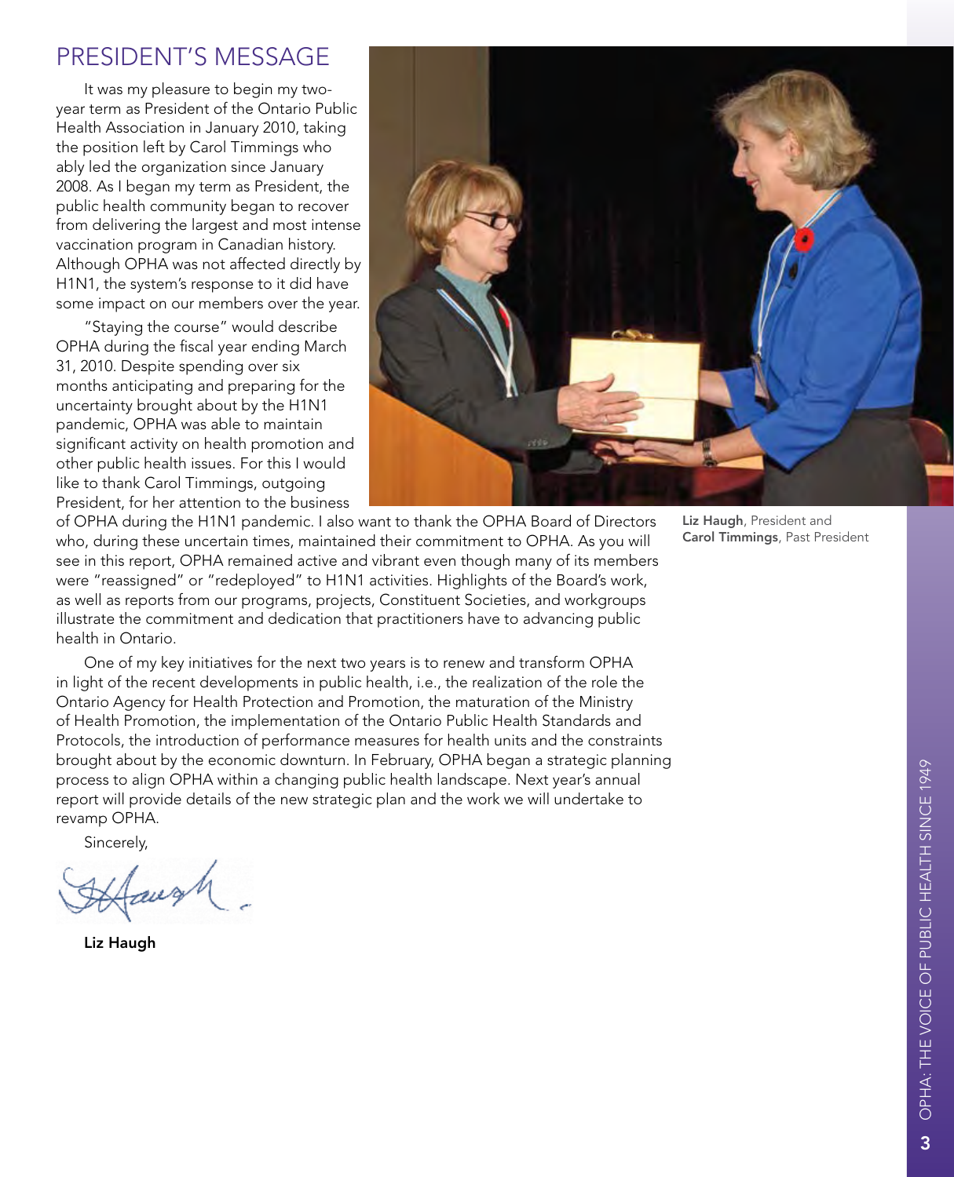# PRESIDENT'S MESSAGE

It was my pleasure to begin my two-year term as President of the Ontario Public Health Association in January 2010, taking the position left by Carol Timmings who ably led the organization since January 2008. As I began my term as President, the public health community began to recover from delivering the largest and most intense vaccination program in Canadian history. Although OPHA was not affected directly by H1N1, the system's response to it did have some impact on our members over the year.

"Staying the course" would describe OPHA during the fiscal year ending March 31, 2010. Despite spending over six months anticipating and preparing for the uncertainty brought about by the H1N1 pandemic, OPHA was able to maintain significant activity on health promotion and other public health issues. For this I would like to thank Carol Timmings, outgoing President, for her attention to the business of OPHA during the H1N1 pandemic. I also want to thank the OPHA Board of Directors who, during these uncertain times, maintained their commitment to OPHA. As you will see in this report, OPHA remained active and vibrant even though many of its members were "reassigned" or "redeployed" to H1N1 activities. Highlights of the Board's work, as well as reports from our programs, projects, Constituent Societies, and workgroups illustrate the commitment and dedication that practitioners have to advancing public health in Ontario.

**Liz Haugh**, President and **Carol Timmings**, Past President

One of my key initiatives for the next two years is to renew and transform OPHA in light of the recent developments in public health, i.e., the realization of the role the Ontario Agency for Health Protection and Promotion, the maturation of the Ministry of Health Promotion, the implementation of the Ontario Public Health Standards and Protocols, the introduction of performance measures for health units and the constraints brought about by the economic downturn. In February, OPHA began a strategic planning process to align OPHA within a changing public health landscape. Next year's annual report will provide details of the new strategic plan and the work we will undertake to revamp OPHA.

Sincerely,

**Liz Haugh**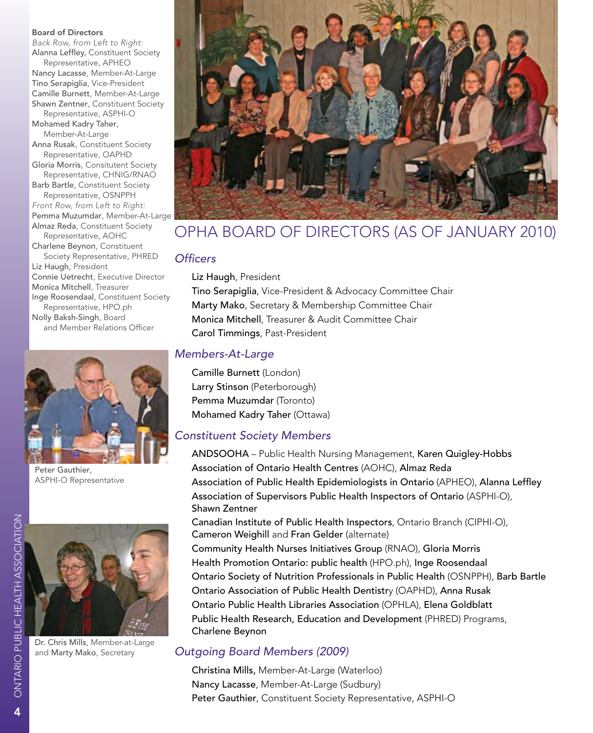**Board of Directors**

*Back Row, from Left to Right:*
Alanna Leffley, Constituent Society Representative, APHEO
Nancy Lacasse, Member-At-Large
Tino Serapiglia, Vice-President
Camille Burnett, Member-At-Large
Shawn Zentner, Constituent Society Representative, ASPHI-O
Mohamed Kadry Taher, Member-At-Large
Anna Rusak, Constituent Society Representative, OAPHD
Gloria Morris, Consitutent Society Representative, CHNIG/RNAO
Barb Bartle, Constituent Society Representative, OSNPPH
*Front Row, from Left to Right:*
Pemma Muzumdar, Member-At-Large
Almaz Reda, Constituent Society Representative, AOHC
Charlene Beynon, Constituent Society Representative, PHRED
Liz Haugh, President
Connie Uetrecht, Executive Director
Monica Mitchell, Treasurer
Inge Roosendaal, Constituent Society Representative, HPO.ph
Nolly Baksh-Singh, Board and Member Relations Officer

Peter Gauthier, ASPHI-O Representative

Dr. Chris Mills, Member-at-Large and Marty Mako, Secretary

# OPHA BOARD OF DIRECTORS (AS OF JANUARY 2010)

## *Officers*

**Liz Haugh**, President
**Tino Serapiglia**, Vice-President & Advocacy Committee Chair
**Marty Mako**, Secretary & Membership Committee Chair
**Monica Mitchell**, Treasurer & Audit Committee Chair
**Carol Timmings**, Past-President

## *Members-At-Large*

**Camille Burnett** (London)
**Larry Stinson** (Peterborough)
**Pemma Muzumdar** (Toronto)
**Mohamed Kadry Taher** (Ottawa)

## *Constituent Society Members*

**ANDSOOHA** – Public Health Nursing Management, **Karen Quigley-Hobbs**
**Association of Ontario Health Centres** (AOHC), **Almaz Reda**
**Association of Public Health Epidemiologists in Ontario** (APHEO), **Alanna Leffley**
**Association of Supervisors Public Health Inspectors of Ontario** (ASPHI-O), **Shawn Zentner**
**Canadian Institute of Public Health Inspectors**, Ontario Branch (CIPHI-O), **Cameron Weighill** and **Fran Gelder** (alternate)
**Community Health Nurses Initiatives Group** (RNAO), **Gloria Morris**
**Health Promotion Ontario: public health** (HPO.ph), **Inge Roosendaal**
**Ontario Society of Nutrition Professionals in Public Health** (OSNPPH), **Barb Bartle**
**Ontario Association of Public Health Dentistry** (OAPHD), **Anna Rusak**
**Ontario Public Health Libraries Association** (OPHLA), **Elena Goldblatt**
**Public Health Research, Education and Development** (PHRED) Programs, **Charlene Beynon**

## *Outgoing Board Members (2009)*

**Christina Mills,** Member-At-Large (Waterloo)
**Nancy Lacasse**, Member-At-Large (Sudbury)
**Peter Gauthier**, Constituent Society Representative, ASPHI-O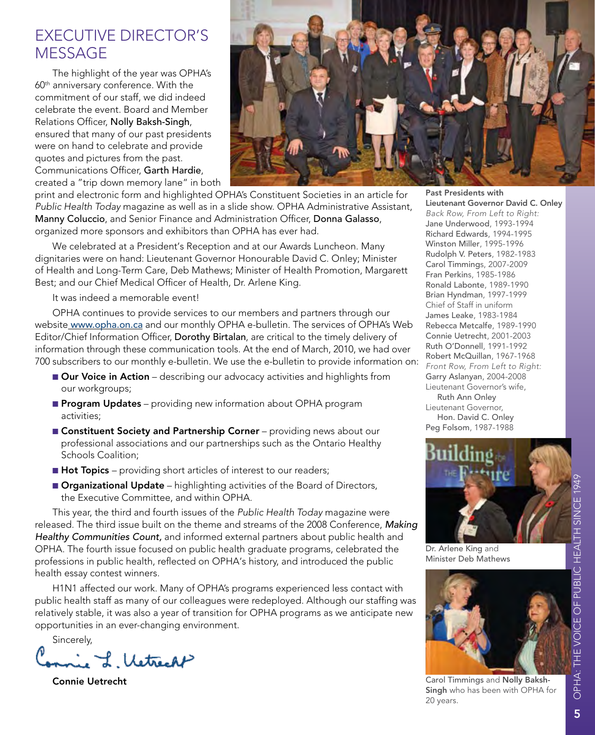# EXECUTIVE DIRECTOR'S MESSAGE

The highlight of the year was OPHA's 60th anniversary conference. With the commitment of our staff, we did indeed celebrate the event. Board and Member Relations Officer, **Nolly Baksh-Singh**, ensured that many of our past presidents were on hand to celebrate and provide quotes and pictures from the past. Communications Officer, **Garth Hardie**, created a "trip down memory lane" in both print and electronic form and highlighted OPHA's Constituent Societies in an article for *Public Health Today* magazine as well as in a slide show. OPHA Administrative Assistant, **Manny Coluccio**, and Senior Finance and Administration Officer, **Donna Galasso**, organized more sponsors and exhibitors than OPHA has ever had.

We celebrated at a President's Reception and at our Awards Luncheon. Many dignitaries were on hand: Lieutenant Governor Honourable David C. Onley; Minister of Health and Long-Term Care, Deb Mathews; Minister of Health Promotion, Margarett Best; and our Chief Medical Officer of Health, Dr. Arlene King.

It was indeed a memorable event!

OPHA continues to provide services to our members and partners through our website www.opha.on.ca and our monthly OPHA e-bulletin. The services of OPHA's Web Editor/Chief Information Officer, **Dorothy Birtalan**, are critical to the timely delivery of information through these communication tools. At the end of March, 2010, we had over 700 subscribers to our monthly e-bulletin. We use the e-bulletin to provide information on:

- **Our Voice in Action** – describing our advocacy activities and highlights from our workgroups;
- **Program Updates** – providing new information about OPHA program activities;
- **Constituent Society and Partnership Corner** – providing news about our professional associations and our partnerships such as the Ontario Healthy Schools Coalition;
- **Hot Topics** – providing short articles of interest to our readers;
- **Organizational Update** – highlighting activities of the Board of Directors, the Executive Committee, and within OPHA.

This year, the third and fourth issues of the *Public Health Today* magazine were released. The third issue built on the theme and streams of the 2008 Conference, *Making Healthy Communities Count,* and informed external partners about public health and OPHA. The fourth issue focused on public health graduate programs, celebrated the professions in public health, reflected on OPHA's history, and introduced the public health essay contest winners.

H1N1 affected our work. Many of OPHA's programs experienced less contact with public health staff as many of our colleagues were redeployed. Although our staffing was relatively stable, it was also a year of transition for OPHA programs as we anticipate new opportunities in an ever-changing environment.

Sincerely,

**Connie Uetrecht**

**Past Presidents with Lieutenant Governor David C. Onley**

*Back Row, From Left to Right:*
**Jane Underwood**, 1993-1994
**Richard Edwards**, 1994-1995
**Winston Miller**, 1995-1996
**Rudolph V. Peters**, 1982-1983
**Carol Timmings**, 2007-2009
**Fran Perkins**, 1985-1986
**Ronald Labonte**, 1989-1990
**Brian Hyndman**, 1997-1999
Chief of Staff in uniform
**James Leake**, 1983-1984
**Rebecca Metcalfe**, 1989-1990
**Connie Uetrecht**, 2001-2003
**Ruth O'Donnell**, 1991-1992
**Robert McQuillan**, 1967-1968

*Front Row, From Left to Right:*
**Garry Aslanyan**, 2004-2008
Lieutenant Governor's wife, **Ruth Ann Onley**
Lieutenant Governor, **Hon. David C. Onley**
**Peg Folsom**, 1987-1988

**Dr. Arlene King** and **Minister Deb Mathews**

**Carol Timmings** and **Nolly Baksh-Singh** who has been with OPHA for 20 years.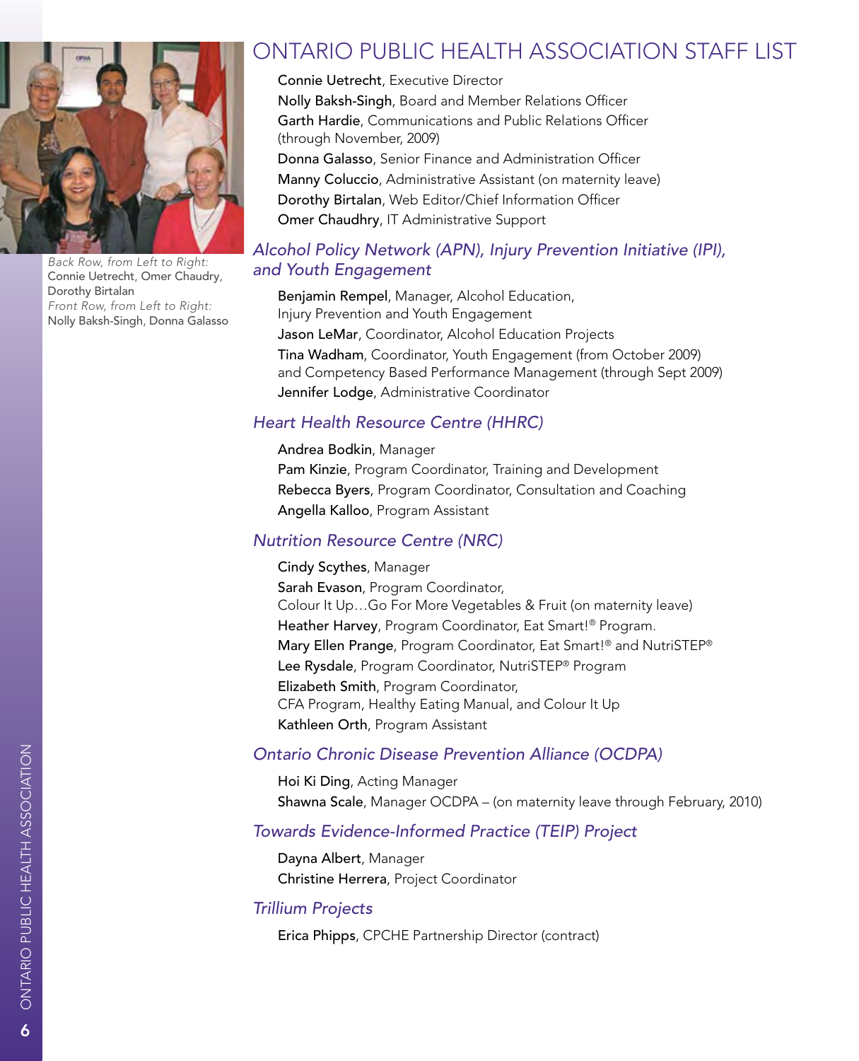# ONTARIO PUBLIC HEALTH ASSOCIATION STAFF LIST

*Back Row, from Left to Right:*
Connie Uetrecht, Omer Chaudry, Dorothy Birtalan
*Front Row, from Left to Right:*
Nolly Baksh-Singh, Donna Galasso

Connie Uetrecht, Executive Director
Nolly Baksh-Singh, Board and Member Relations Officer
Garth Hardie, Communications and Public Relations Officer (through November, 2009)
Donna Galasso, Senior Finance and Administration Officer
Manny Coluccio, Administrative Assistant (on maternity leave)
Dorothy Birtalan, Web Editor/Chief Information Officer
Omer Chaudhry, IT Administrative Support

## *Alcohol Policy Network (APN), Injury Prevention Initiative (IPI), and Youth Engagement*

Benjamin Rempel, Manager, Alcohol Education, Injury Prevention and Youth Engagement
Jason LeMar, Coordinator, Alcohol Education Projects
Tina Wadham, Coordinator, Youth Engagement (from October 2009) and Competency Based Performance Management (through Sept 2009)
Jennifer Lodge, Administrative Coordinator

## *Heart Health Resource Centre (HHRC)*

Andrea Bodkin, Manager
Pam Kinzie, Program Coordinator, Training and Development
Rebecca Byers, Program Coordinator, Consultation and Coaching
Angella Kalloo, Program Assistant

## *Nutrition Resource Centre (NRC)*

Cindy Scythes, Manager
Sarah Evason, Program Coordinator, Colour It Up…Go For More Vegetables & Fruit (on maternity leave)
Heather Harvey, Program Coordinator, Eat Smart!® Program.
Mary Ellen Prange, Program Coordinator, Eat Smart!® and NutriSTEP®
Lee Rysdale, Program Coordinator, NutriSTEP® Program
Elizabeth Smith, Program Coordinator, CFA Program, Healthy Eating Manual, and Colour It Up
Kathleen Orth, Program Assistant

## *Ontario Chronic Disease Prevention Alliance (OCDPA)*

Hoi Ki Ding, Acting Manager
Shawna Scale, Manager OCDPA – (on maternity leave through February, 2010)

## *Towards Evidence-Informed Practice (TEIP) Project*

Dayna Albert, Manager
Christine Herrera, Project Coordinator

## *Trillium Projects*

Erica Phipps, CPCHE Partnership Director (contract)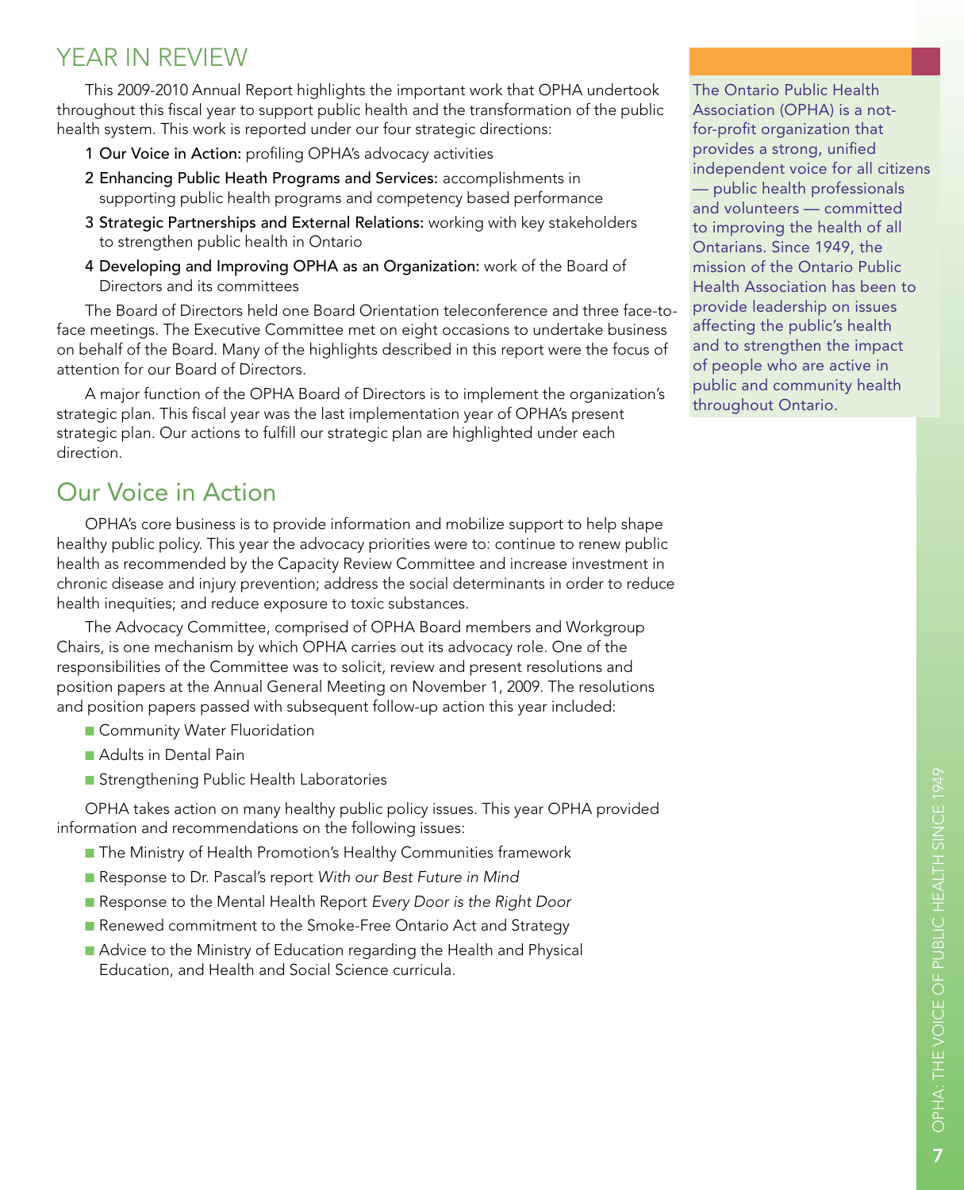## YEAR IN REVIEW

This 2009-2010 Annual Report highlights the important work that OPHA undertook throughout this fiscal year to support public health and the transformation of the public health system. This work is reported under our four strategic directions:

1. **Our Voice in Action:** profiling OPHA's advocacy activities
2. **Enhancing Public Heath Programs and Services:** accomplishments in supporting public health programs and competency based performance
3. **Strategic Partnerships and External Relations:** working with key stakeholders to strengthen public health in Ontario
4. **Developing and Improving OPHA as an Organization:** work of the Board of Directors and its committees

The Board of Directors held one Board Orientation teleconference and three face-to-face meetings. The Executive Committee met on eight occasions to undertake business on behalf of the Board. Many of the highlights described in this report were the focus of attention for our Board of Directors.

A major function of the OPHA Board of Directors is to implement the organization's strategic plan. This fiscal year was the last implementation year of OPHA's present strategic plan. Our actions to fulfill our strategic plan are highlighted under each direction.

The Ontario Public Health Association (OPHA) is a not-for-profit organization that provides a strong, unified independent voice for all citizens — public health professionals and volunteers — committed to improving the health of all Ontarians. Since 1949, the mission of the Ontario Public Health Association has been to provide leadership on issues affecting the public's health and to strengthen the impact of people who are active in public and community health throughout Ontario.

## Our Voice in Action

OPHA's core business is to provide information and mobilize support to help shape healthy public policy. This year the advocacy priorities were to: continue to renew public health as recommended by the Capacity Review Committee and increase investment in chronic disease and injury prevention; address the social determinants in order to reduce health inequities; and reduce exposure to toxic substances.

The Advocacy Committee, comprised of OPHA Board members and Workgroup Chairs, is one mechanism by which OPHA carries out its advocacy role. One of the responsibilities of the Committee was to solicit, review and present resolutions and position papers at the Annual General Meeting on November 1, 2009. The resolutions and position papers passed with subsequent follow-up action this year included:

- Community Water Fluoridation
- Adults in Dental Pain
- Strengthening Public Health Laboratories

OPHA takes action on many healthy public policy issues. This year OPHA provided information and recommendations on the following issues:

- The Ministry of Health Promotion's Healthy Communities framework
- Response to Dr. Pascal's report *With our Best Future in Mind*
- Response to the Mental Health Report *Every Door is the Right Door*
- Renewed commitment to the Smoke-Free Ontario Act and Strategy
- Advice to the Ministry of Education regarding the Health and Physical Education, and Health and Social Science curricula.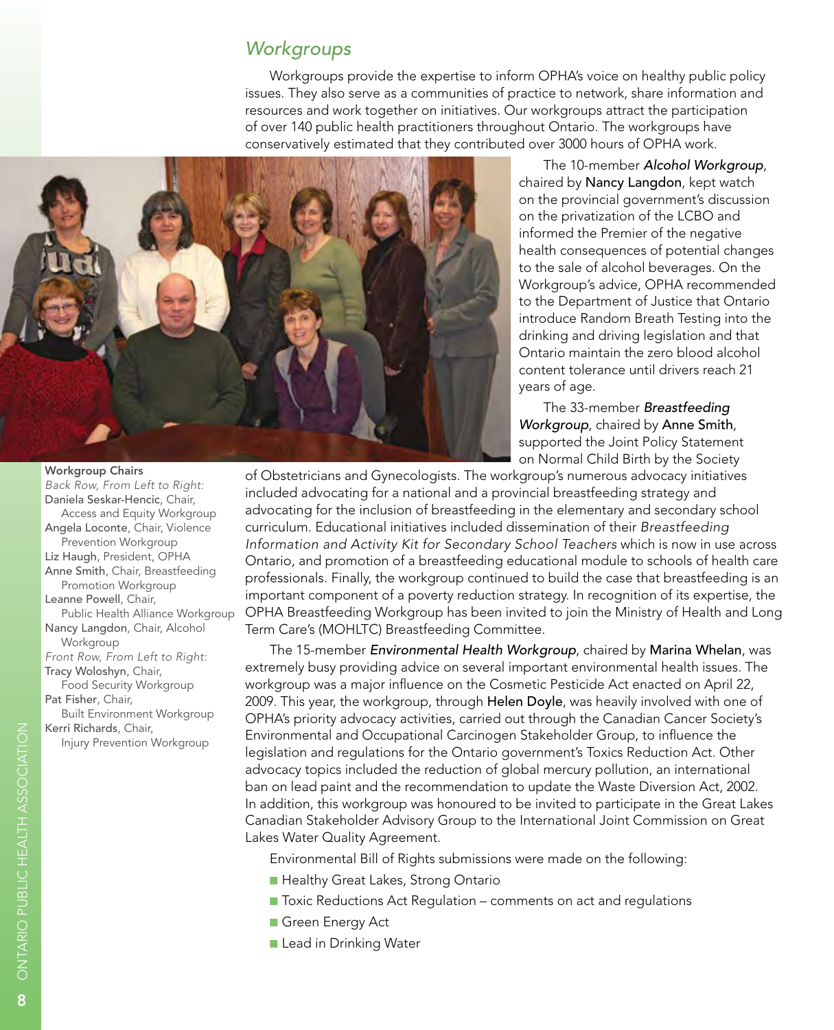## *Workgroups*

Workgroups provide the expertise to inform OPHA's voice on healthy public policy issues. They also serve as a communities of practice to network, share information and resources and work together on initiatives. Our workgroups attract the participation of over 140 public health practitioners throughout Ontario. The workgroups have conservatively estimated that they contributed over 3000 hours of OPHA work.

**Workgroup Chairs**
*Back Row, From Left to Right:*
**Daniela Seskar-Hencic**, Chair, Access and Equity Workgroup
**Angela Loconte**, Chair, Violence Prevention Workgroup
**Liz Haugh**, President, OPHA
**Anne Smith**, Chair, Breastfeeding Promotion Workgroup
**Leanne Powell**, Chair, Public Health Alliance Workgroup
**Nancy Langdon**, Chair, Alcohol Workgroup
*Front Row, From Left to Right:*
**Tracy Woloshyn**, Chair, Food Security Workgroup
**Pat Fisher**, Chair, Built Environment Workgroup
**Kerri Richards**, Chair, Injury Prevention Workgroup

The 10-member ***Alcohol Workgroup***, chaired by **Nancy Langdon**, kept watch on the provincial government's discussion on the privatization of the LCBO and informed the Premier of the negative health consequences of potential changes to the sale of alcohol beverages. On the Workgroup's advice, OPHA recommended to the Department of Justice that Ontario introduce Random Breath Testing into the drinking and driving legislation and that Ontario maintain the zero blood alcohol content tolerance until drivers reach 21 years of age.

The 33-member ***Breastfeeding Workgroup***, chaired by **Anne Smith**, supported the Joint Policy Statement on Normal Child Birth by the Society of Obstetricians and Gynecologists. The workgroup's numerous advocacy initiatives included advocating for a national and a provincial breastfeeding strategy and advocating for the inclusion of breastfeeding in the elementary and secondary school curriculum. Educational initiatives included dissemination of their *Breastfeeding Information and Activity Kit for Secondary School Teachers* which is now in use across Ontario, and promotion of a breastfeeding educational module to schools of health care professionals. Finally, the workgroup continued to build the case that breastfeeding is an important component of a poverty reduction strategy. In recognition of its expertise, the OPHA Breastfeeding Workgroup has been invited to join the Ministry of Health and Long Term Care's (MOHLTC) Breastfeeding Committee.

The 15-member ***Environmental Health Workgroup***, chaired by **Marina Whelan**, was extremely busy providing advice on several important environmental health issues. The workgroup was a major influence on the Cosmetic Pesticide Act enacted on April 22, 2009. This year, the workgroup, through **Helen Doyle**, was heavily involved with one of OPHA's priority advocacy activities, carried out through the Canadian Cancer Society's Environmental and Occupational Carcinogen Stakeholder Group, to influence the legislation and regulations for the Ontario government's Toxics Reduction Act. Other advocacy topics included the reduction of global mercury pollution, an international ban on lead paint and the recommendation to update the Waste Diversion Act, 2002. In addition, this workgroup was honoured to be invited to participate in the Great Lakes Canadian Stakeholder Advisory Group to the International Joint Commission on Great Lakes Water Quality Agreement.

Environmental Bill of Rights submissions were made on the following:

- Healthy Great Lakes, Strong Ontario
- Toxic Reductions Act Regulation – comments on act and regulations
- Green Energy Act
- Lead in Drinking Water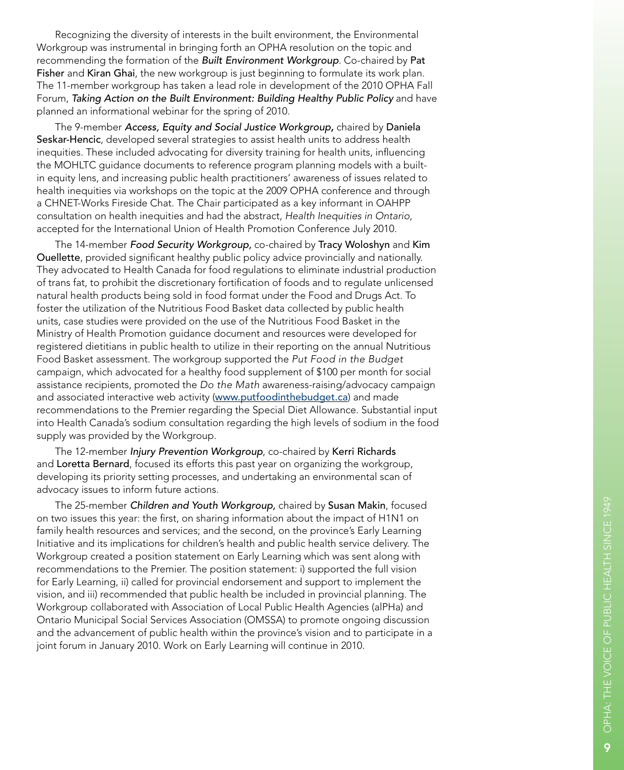Recognizing the diversity of interests in the built environment, the Environmental Workgroup was instrumental in bringing forth an OPHA resolution on the topic and recommending the formation of the ***Built Environment Workgroup***. Co-chaired by **Pat Fisher** and **Kiran Ghai**, the new workgroup is just beginning to formulate its work plan. The 11-member workgroup has taken a lead role in development of the 2010 OPHA Fall Forum, ***Taking Action on the Built Environment: Building Healthy Public Policy*** and have planned an informational webinar for the spring of 2010.

The 9-member ***Access, Equity and Social Justice Workgroup,*** chaired by **Daniela Seskar-Hencic**, developed several strategies to assist health units to address health inequities. These included advocating for diversity training for health units, influencing the MOHLTC guidance documents to reference program planning models with a built-in equity lens, and increasing public health practitioners' awareness of issues related to health inequities via workshops on the topic at the 2009 OPHA conference and through a CHNET-Works Fireside Chat. The Chair participated as a key informant in OAHPP consultation on health inequities and had the abstract, *Health Inequities in Ontario*, accepted for the International Union of Health Promotion Conference July 2010.

The 14-member ***Food Security Workgroup***, co-chaired by **Tracy Woloshyn** and **Kim Ouellette**, provided significant healthy public policy advice provincially and nationally. They advocated to Health Canada for food regulations to eliminate industrial production of trans fat, to prohibit the discretionary fortification of foods and to regulate unlicensed natural health products being sold in food format under the Food and Drugs Act. To foster the utilization of the Nutritious Food Basket data collected by public health units, case studies were provided on the use of the Nutritious Food Basket in the Ministry of Health Promotion guidance document and resources were developed for registered dietitians in public health to utilize in their reporting on the annual Nutritious Food Basket assessment. The workgroup supported the *Put Food in the Budget* campaign, which advocated for a healthy food supplement of $100 per month for social assistance recipients, promoted the *Do the Math* awareness-raising/advocacy campaign and associated interactive web activity ([www.putfoodinthebudget.ca](http://www.putfoodinthebudget.ca)) and made recommendations to the Premier regarding the Special Diet Allowance. Substantial input into Health Canada's sodium consultation regarding the high levels of sodium in the food supply was provided by the Workgroup.

The 12-member ***Injury Prevention Workgroup***, co-chaired by **Kerri Richards** and **Loretta Bernard**, focused its efforts this past year on organizing the workgroup, developing its priority setting processes, and undertaking an environmental scan of advocacy issues to inform future actions.

The 25-member ***Children and Youth Workgroup,*** chaired by **Susan Makin**, focused on two issues this year: the first, on sharing information about the impact of H1N1 on family health resources and services; and the second, on the province's Early Learning Initiative and its implications for children's health and public health service delivery. The Workgroup created a position statement on Early Learning which was sent along with recommendations to the Premier. The position statement: i) supported the full vision for Early Learning, ii) called for provincial endorsement and support to implement the vision, and iii) recommended that public health be included in provincial planning. The Workgroup collaborated with Association of Local Public Health Agencies (alPHa) and Ontario Municipal Social Services Association (OMSSA) to promote ongoing discussion and the advancement of public health within the province's vision and to participate in a joint forum in January 2010. Work on Early Learning will continue in 2010.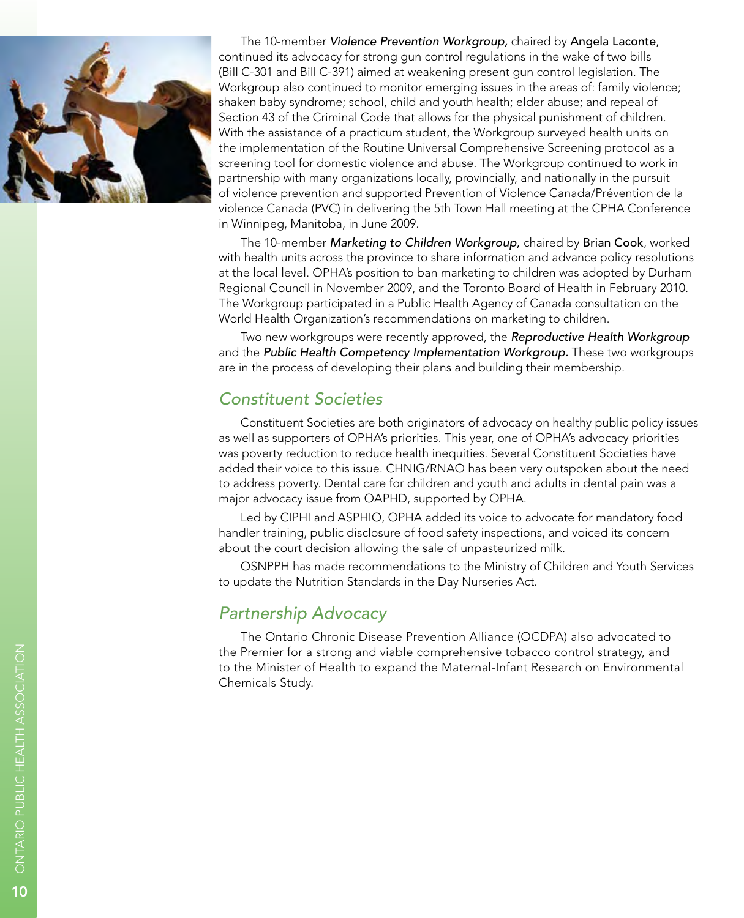The 10-member ***Violence Prevention Workgroup,*** chaired by Angela Laconte, continued its advocacy for strong gun control regulations in the wake of two bills (Bill C-301 and Bill C-391) aimed at weakening present gun control legislation. The Workgroup also continued to monitor emerging issues in the areas of: family violence; shaken baby syndrome; school, child and youth health; elder abuse; and repeal of Section 43 of the Criminal Code that allows for the physical punishment of children. With the assistance of a practicum student, the Workgroup surveyed health units on the implementation of the Routine Universal Comprehensive Screening protocol as a screening tool for domestic violence and abuse. The Workgroup continued to work in partnership with many organizations locally, provincially, and nationally in the pursuit of violence prevention and supported Prevention of Violence Canada/Prévention de la violence Canada (PVC) in delivering the 5th Town Hall meeting at the CPHA Conference in Winnipeg, Manitoba, in June 2009.

The 10-member ***Marketing to Children Workgroup,*** chaired by Brian Cook, worked with health units across the province to share information and advance policy resolutions at the local level. OPHA's position to ban marketing to children was adopted by Durham Regional Council in November 2009, and the Toronto Board of Health in February 2010. The Workgroup participated in a Public Health Agency of Canada consultation on the World Health Organization's recommendations on marketing to children.

Two new workgroups were recently approved, the ***Reproductive Health Workgroup*** and the ***Public Health Competency Implementation Workgroup.*** These two workgroups are in the process of developing their plans and building their membership.

## *Constituent Societies*

Constituent Societies are both originators of advocacy on healthy public policy issues as well as supporters of OPHA's priorities. This year, one of OPHA's advocacy priorities was poverty reduction to reduce health inequities. Several Constituent Societies have added their voice to this issue. CHNIG/RNAO has been very outspoken about the need to address poverty. Dental care for children and youth and adults in dental pain was a major advocacy issue from OAPHD, supported by OPHA.

Led by CIPHI and ASPHIO, OPHA added its voice to advocate for mandatory food handler training, public disclosure of food safety inspections, and voiced its concern about the court decision allowing the sale of unpasteurized milk.

OSNPPH has made recommendations to the Ministry of Children and Youth Services to update the Nutrition Standards in the Day Nurseries Act.

## *Partnership Advocacy*

The Ontario Chronic Disease Prevention Alliance (OCDPA) also advocated to the Premier for a strong and viable comprehensive tobacco control strategy, and to the Minister of Health to expand the Maternal-Infant Research on Environmental Chemicals Study.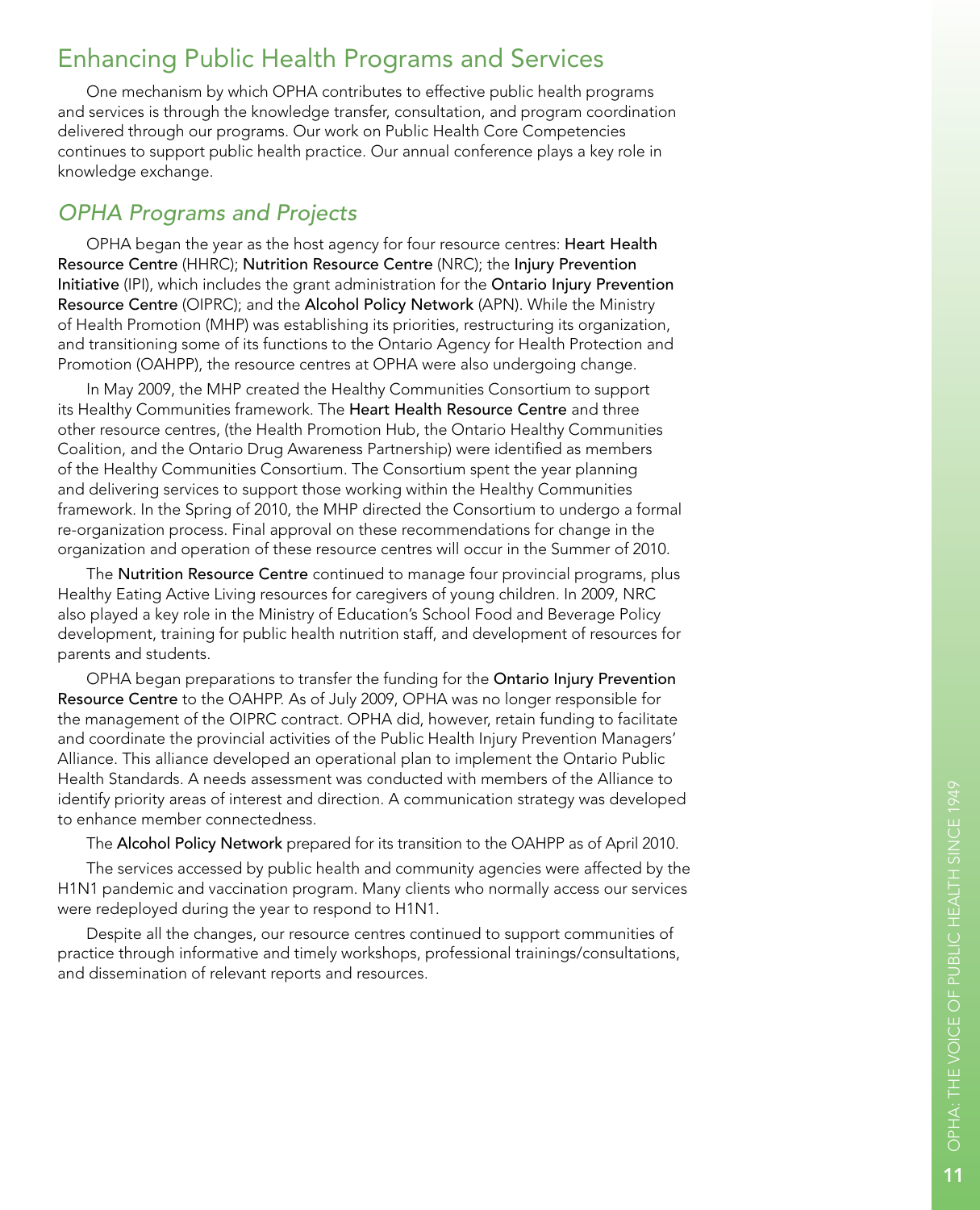## Enhancing Public Health Programs and Services

One mechanism by which OPHA contributes to effective public health programs and services is through the knowledge transfer, consultation, and program coordination delivered through our programs. Our work on Public Health Core Competencies continues to support public health practice. Our annual conference plays a key role in knowledge exchange.

### *OPHA Programs and Projects*

OPHA began the year as the host agency for four resource centres: Heart Health Resource Centre (HHRC); Nutrition Resource Centre (NRC); the Injury Prevention Initiative (IPI), which includes the grant administration for the Ontario Injury Prevention Resource Centre (OIPRC); and the Alcohol Policy Network (APN). While the Ministry of Health Promotion (MHP) was establishing its priorities, restructuring its organization, and transitioning some of its functions to the Ontario Agency for Health Protection and Promotion (OAHPP), the resource centres at OPHA were also undergoing change.

In May 2009, the MHP created the Healthy Communities Consortium to support its Healthy Communities framework. The Heart Health Resource Centre and three other resource centres, (the Health Promotion Hub, the Ontario Healthy Communities Coalition, and the Ontario Drug Awareness Partnership) were identified as members of the Healthy Communities Consortium. The Consortium spent the year planning and delivering services to support those working within the Healthy Communities framework. In the Spring of 2010, the MHP directed the Consortium to undergo a formal re-organization process. Final approval on these recommendations for change in the organization and operation of these resource centres will occur in the Summer of 2010.

The Nutrition Resource Centre continued to manage four provincial programs, plus Healthy Eating Active Living resources for caregivers of young children. In 2009, NRC also played a key role in the Ministry of Education's School Food and Beverage Policy development, training for public health nutrition staff, and development of resources for parents and students.

OPHA began preparations to transfer the funding for the Ontario Injury Prevention Resource Centre to the OAHPP. As of July 2009, OPHA was no longer responsible for the management of the OIPRC contract. OPHA did, however, retain funding to facilitate and coordinate the provincial activities of the Public Health Injury Prevention Managers' Alliance. This alliance developed an operational plan to implement the Ontario Public Health Standards. A needs assessment was conducted with members of the Alliance to identify priority areas of interest and direction. A communication strategy was developed to enhance member connectedness.

The Alcohol Policy Network prepared for its transition to the OAHPP as of April 2010.

The services accessed by public health and community agencies were affected by the H1N1 pandemic and vaccination program. Many clients who normally access our services were redeployed during the year to respond to H1N1.

Despite all the changes, our resource centres continued to support communities of practice through informative and timely workshops, professional trainings/consultations, and dissemination of relevant reports and resources.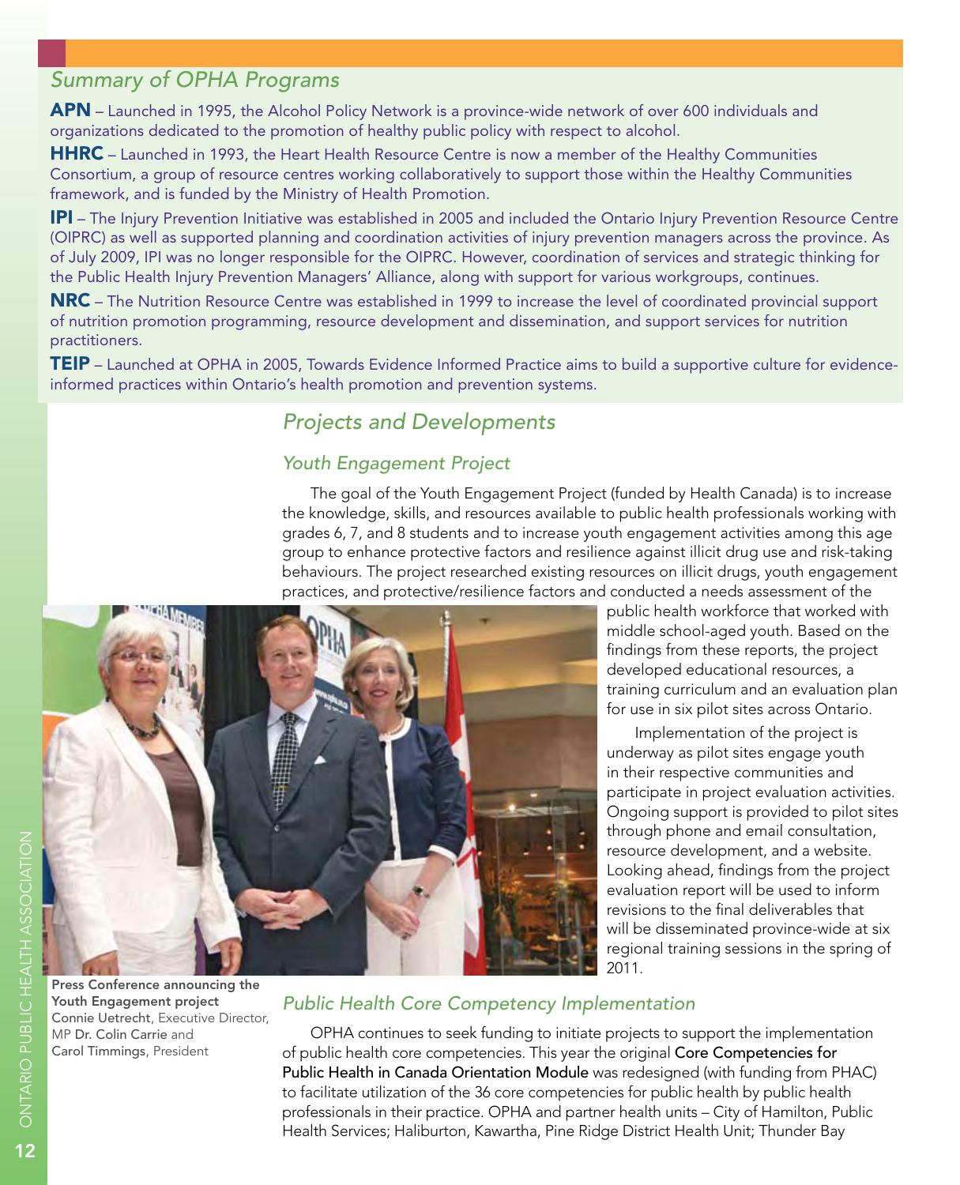## Summary of OPHA Programs

**APN** – Launched in 1995, the Alcohol Policy Network is a province-wide network of over 600 individuals and organizations dedicated to the promotion of healthy public policy with respect to alcohol.

**HHRC** – Launched in 1993, the Heart Health Resource Centre is now a member of the Healthy Communities Consortium, a group of resource centres working collaboratively to support those within the Healthy Communities framework, and is funded by the Ministry of Health Promotion.

**IPI** – The Injury Prevention Initiative was established in 2005 and included the Ontario Injury Prevention Resource Centre (OIPRC) as well as supported planning and coordination activities of injury prevention managers across the province. As of July 2009, IPI was no longer responsible for the OIPRC. However, coordination of services and strategic thinking for the Public Health Injury Prevention Managers' Alliance, along with support for various workgroups, continues.

**NRC** – The Nutrition Resource Centre was established in 1999 to increase the level of coordinated provincial support of nutrition promotion programming, resource development and dissemination, and support services for nutrition practitioners.

**TEIP** – Launched at OPHA in 2005, Towards Evidence Informed Practice aims to build a supportive culture for evidence-informed practices within Ontario's health promotion and prevention systems.

## Projects and Developments

### Youth Engagement Project

The goal of the Youth Engagement Project (funded by Health Canada) is to increase the knowledge, skills, and resources available to public health professionals working with grades 6, 7, and 8 students and to increase youth engagement activities among this age group to enhance protective factors and resilience against illicit drug use and risk-taking behaviours. The project researched existing resources on illicit drugs, youth engagement practices, and protective/resilience factors and conducted a needs assessment of the public health workforce that worked with middle school-aged youth. Based on the findings from these reports, the project developed educational resources, a training curriculum and an evaluation plan for use in six pilot sites across Ontario.

Implementation of the project is underway as pilot sites engage youth in their respective communities and participate in project evaluation activities. Ongoing support is provided to pilot sites through phone and email consultation, resource development, and a website. Looking ahead, findings from the project evaluation report will be used to inform revisions to the final deliverables that will be disseminated province-wide at six regional training sessions in the spring of 2011.

**Press Conference announcing the Youth Engagement project**
Connie Uetrecht, Executive Director, MP Dr. Colin Carrie and Carol Timmings, President

### Public Health Core Competency Implementation

OPHA continues to seek funding to initiate projects to support the implementation of public health core competencies. This year the original Core Competencies for Public Health in Canada Orientation Module was redesigned (with funding from PHAC) to facilitate utilization of the 36 core competencies for public health by public health professionals in their practice. OPHA and partner health units – City of Hamilton, Public Health Services; Haliburton, Kawartha, Pine Ridge District Health Unit; Thunder Bay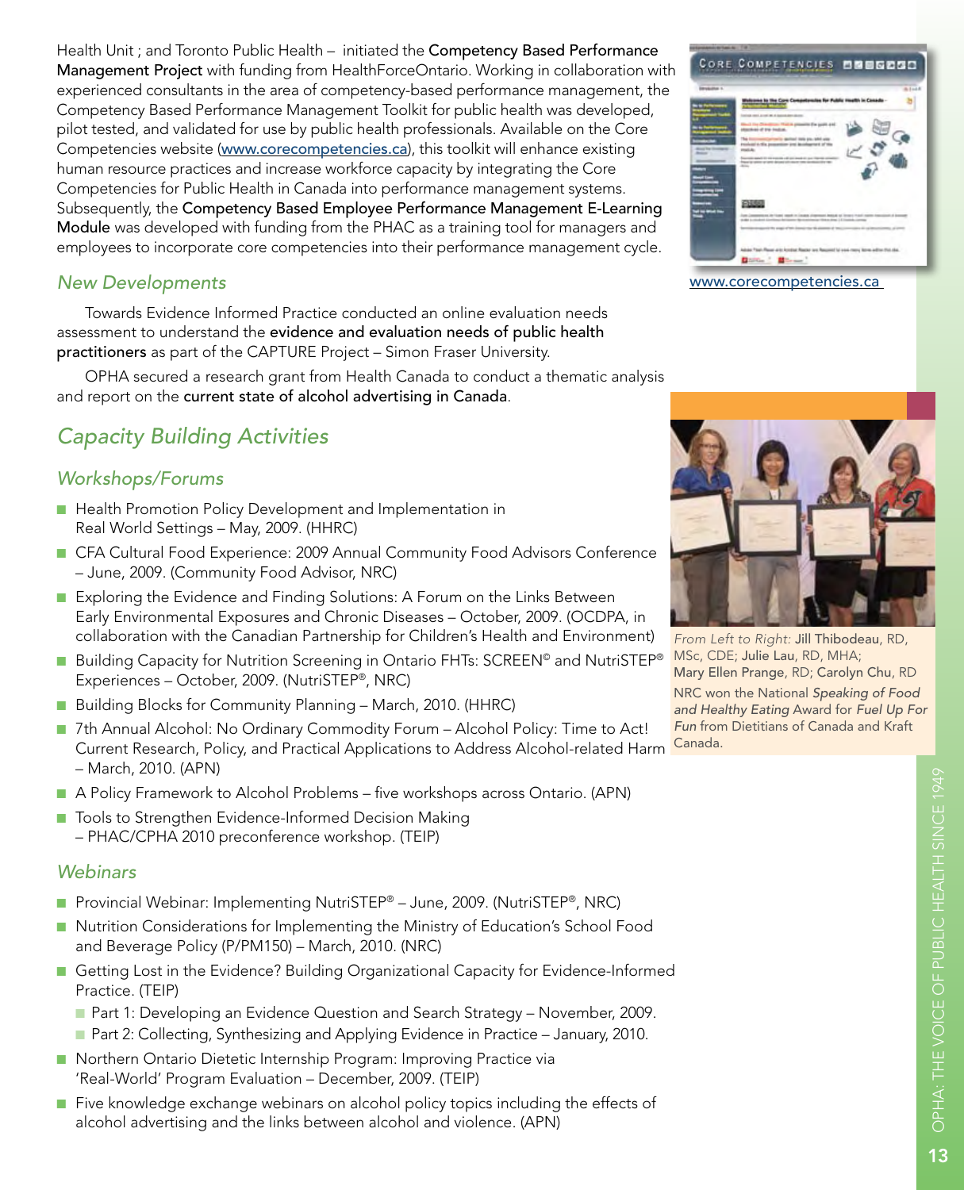Health Unit ; and Toronto Public Health – initiated the **Competency Based Performance Management Project** with funding from HealthForceOntario. Working in collaboration with experienced consultants in the area of competency-based performance management, the Competency Based Performance Management Toolkit for public health was developed, pilot tested, and validated for use by public health professionals. Available on the Core Competencies website (www.corecompetencies.ca), this toolkit will enhance existing human resource practices and increase workforce capacity by integrating the Core Competencies for Public Health in Canada into performance management systems. Subsequently, the **Competency Based Employee Performance Management E-Learning Module** was developed with funding from the PHAC as a training tool for managers and employees to incorporate core competencies into their performance management cycle.

www.corecompetencies.ca

### *New Developments*

Towards Evidence Informed Practice conducted an online evaluation needs assessment to understand the **evidence and evaluation needs of public health practitioners** as part of the CAPTURE Project – Simon Fraser University.

OPHA secured a research grant from Health Canada to conduct a thematic analysis and report on the **current state of alcohol advertising in Canada**.

## *Capacity Building Activities*

### *Workshops/Forums*

- Health Promotion Policy Development and Implementation in Real World Settings – May, 2009. (HHRC)
- CFA Cultural Food Experience: 2009 Annual Community Food Advisors Conference – June, 2009. (Community Food Advisor, NRC)
- Exploring the Evidence and Finding Solutions: A Forum on the Links Between Early Environmental Exposures and Chronic Diseases – October, 2009. (OCDPA, in collaboration with the Canadian Partnership for Children's Health and Environment)
- Building Capacity for Nutrition Screening in Ontario FHTs: SCREEN© and NutriSTEP® Experiences – October, 2009. (NutriSTEP®, NRC)
- Building Blocks for Community Planning – March, 2010. (HHRC)
- 7th Annual Alcohol: No Ordinary Commodity Forum – Alcohol Policy: Time to Act! Current Research, Policy, and Practical Applications to Address Alcohol-related Harm – March, 2010. (APN)
- A Policy Framework to Alcohol Problems – five workshops across Ontario. (APN)
- Tools to Strengthen Evidence-Informed Decision Making – PHAC/CPHA 2010 preconference workshop. (TEIP)

### *Webinars*

- Provincial Webinar: Implementing NutriSTEP® – June, 2009. (NutriSTEP®, NRC)
- Nutrition Considerations for Implementing the Ministry of Education's School Food and Beverage Policy (P/PM150) – March, 2010. (NRC)
- Getting Lost in the Evidence? Building Organizational Capacity for Evidence-Informed Practice. (TEIP)
  - Part 1: Developing an Evidence Question and Search Strategy – November, 2009.
  - Part 2: Collecting, Synthesizing and Applying Evidence in Practice – January, 2010.
- Northern Ontario Dietetic Internship Program: Improving Practice via 'Real-World' Program Evaluation – December, 2009. (TEIP)
- Five knowledge exchange webinars on alcohol policy topics including the effects of alcohol advertising and the links between alcohol and violence. (APN)

*From Left to Right:* Jill Thibodeau, RD, MSc, CDE; Julie Lau, RD, MHA; Mary Ellen Prange, RD; Carolyn Chu, RD

NRC won the National *Speaking of Food and Healthy Eating* Award for *Fuel Up For Fun* from Dietitians of Canada and Kraft Canada.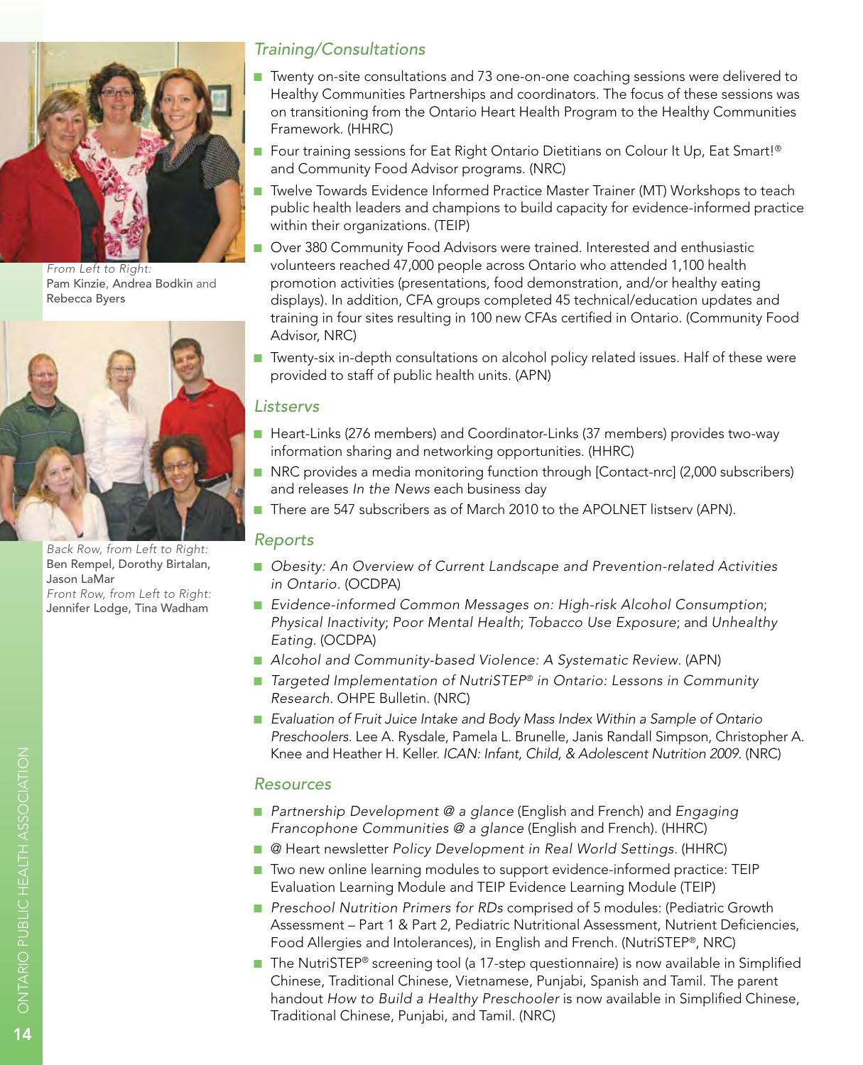From Left to Right:
Pam Kinzie, Andrea Bodkin and Rebecca Byers

Back Row, from Left to Right:
Ben Rempel, Dorothy Birtalan, Jason LaMar
Front Row, from Left to Right:
Jennifer Lodge, Tina Wadham

### *Training/Consultations*

- Twenty on-site consultations and 73 one-on-one coaching sessions were delivered to Healthy Communities Partnerships and coordinators. The focus of these sessions was on transitioning from the Ontario Heart Health Program to the Healthy Communities Framework. (HHRC)
- Four training sessions for Eat Right Ontario Dietitians on Colour It Up, Eat Smart!® and Community Food Advisor programs. (NRC)
- Twelve Towards Evidence Informed Practice Master Trainer (MT) Workshops to teach public health leaders and champions to build capacity for evidence-informed practice within their organizations. (TEIP)
- Over 380 Community Food Advisors were trained. Interested and enthusiastic volunteers reached 47,000 people across Ontario who attended 1,100 health promotion activities (presentations, food demonstration, and/or healthy eating displays). In addition, CFA groups completed 45 technical/education updates and training in four sites resulting in 100 new CFAs certified in Ontario. (Community Food Advisor, NRC)
- Twenty-six in-depth consultations on alcohol policy related issues. Half of these were provided to staff of public health units. (APN)

### *Listservs*

- Heart-Links (276 members) and Coordinator-Links (37 members) provides two-way information sharing and networking opportunities. (HHRC)
- NRC provides a media monitoring function through [Contact-nrc] (2,000 subscribers) and releases *In the News* each business day
- There are 547 subscribers as of March 2010 to the APOLNET listserv (APN).

### *Reports*

- *Obesity: An Overview of Current Landscape and Prevention-related Activities in Ontario*. (OCDPA)
- *Evidence-informed Common Messages on: High-risk Alcohol Consumption*; *Physical Inactivity*; *Poor Mental Health*; *Tobacco Use Exposure*; and *Unhealthy Eating*. (OCDPA)
- *Alcohol and Community-based Violence: A Systematic Review*. (APN)
- *Targeted Implementation of NutriSTEP® in Ontario: Lessons in Community Research*. OHPE Bulletin. (NRC)
- *Evaluation of Fruit Juice Intake and Body Mass Index Within a Sample of Ontario Preschoolers*. Lee A. Rysdale, Pamela L. Brunelle, Janis Randall Simpson, Christopher A. Knee and Heather H. Keller. *ICAN: Infant, Child, & Adolescent Nutrition 2009*. (NRC)

### *Resources*

- *Partnership Development @ a glance* (English and French) and *Engaging Francophone Communities @ a glance* (English and French). (HHRC)
- @ Heart newsletter *Policy Development in Real World Settings*. (HHRC)
- Two new online learning modules to support evidence-informed practice: TEIP Evaluation Learning Module and TEIP Evidence Learning Module (TEIP)
- *Preschool Nutrition Primers for RDs* comprised of 5 modules: (Pediatric Growth Assessment – Part 1 & Part 2, Pediatric Nutritional Assessment, Nutrient Deficiencies, Food Allergies and Intolerances), in English and French. (NutriSTEP®, NRC)
- The NutriSTEP® screening tool (a 17-step questionnaire) is now available in Simplified Chinese, Traditional Chinese, Vietnamese, Punjabi, Spanish and Tamil. The parent handout *How to Build a Healthy Preschooler* is now available in Simplified Chinese, Traditional Chinese, Punjabi, and Tamil. (NRC)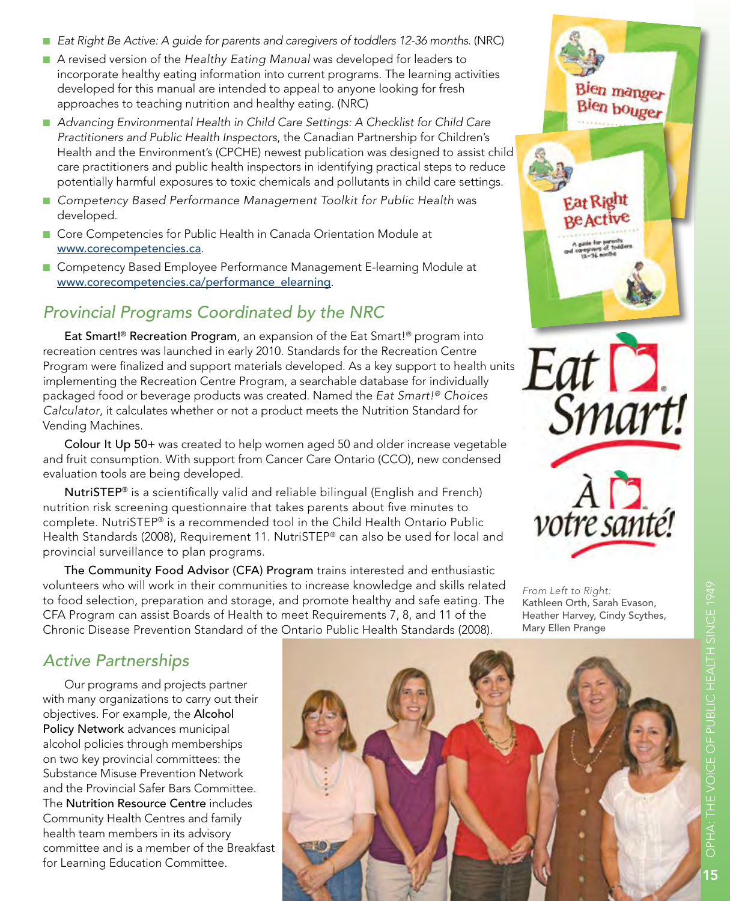- *Eat Right Be Active: A guide for parents and caregivers of toddlers 12-36 months.* (NRC)
- A revised version of the *Healthy Eating Manual* was developed for leaders to incorporate healthy eating information into current programs. The learning activities developed for this manual are intended to appeal to anyone looking for fresh approaches to teaching nutrition and healthy eating. (NRC)
- *Advancing Environmental Health in Child Care Settings: A Checklist for Child Care Practitioners and Public Health Inspectors*, the Canadian Partnership for Children's Health and the Environment's (CPCHE) newest publication was designed to assist child care practitioners and public health inspectors in identifying practical steps to reduce potentially harmful exposures to toxic chemicals and pollutants in child care settings.
- *Competency Based Performance Management Toolkit for Public Health* was developed.
- Core Competencies for Public Health in Canada Orientation Module at www.corecompetencies.ca.
- Competency Based Employee Performance Management E-learning Module at www.corecompetencies.ca/performance_elearning.

## Provincial Programs Coordinated by the NRC

**Eat Smart!® Recreation Program**, an expansion of the Eat Smart!® program into recreation centres was launched in early 2010. Standards for the Recreation Centre Program were finalized and support materials developed. As a key support to health units implementing the Recreation Centre Program, a searchable database for individually packaged food or beverage products was created. Named the *Eat Smart!® Choices Calculator*, it calculates whether or not a product meets the Nutrition Standard for Vending Machines.

**Colour It Up 50+** was created to help women aged 50 and older increase vegetable and fruit consumption. With support from Cancer Care Ontario (CCO), new condensed evaluation tools are being developed.

**NutriSTEP®** is a scientifically valid and reliable bilingual (English and French) nutrition risk screening questionnaire that takes parents about five minutes to complete. NutriSTEP® is a recommended tool in the Child Health Ontario Public Health Standards (2008), Requirement 11. NutriSTEP® can also be used for local and provincial surveillance to plan programs.

**The Community Food Advisor (CFA) Program** trains interested and enthusiastic volunteers who will work in their communities to increase knowledge and skills related to food selection, preparation and storage, and promote healthy and safe eating. The CFA Program can assist Boards of Health to meet Requirements 7, 8, and 11 of the Chronic Disease Prevention Standard of the Ontario Public Health Standards (2008).

*From Left to Right:*
Kathleen Orth, Sarah Evason, Heather Harvey, Cindy Scythes, Mary Ellen Prange

## Active Partnerships

Our programs and projects partner with many organizations to carry out their objectives. For example, the **Alcohol Policy Network** advances municipal alcohol policies through memberships on two key provincial committees: the Substance Misuse Prevention Network and the Provincial Safer Bars Committee. The **Nutrition Resource Centre** includes Community Health Centres and family health team members in its advisory committee and is a member of the Breakfast for Learning Education Committee.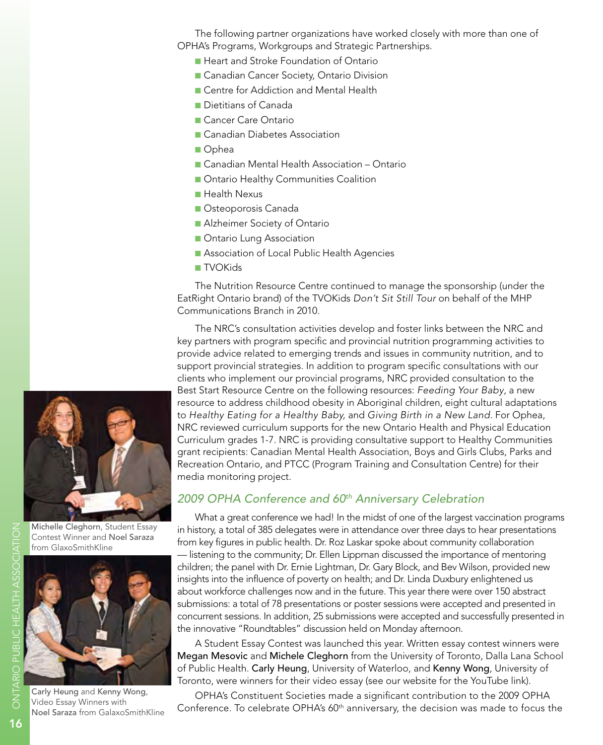The following partner organizations have worked closely with more than one of OPHA's Programs, Workgroups and Strategic Partnerships.

- Heart and Stroke Foundation of Ontario
- Canadian Cancer Society, Ontario Division
- Centre for Addiction and Mental Health
- Dietitians of Canada
- Cancer Care Ontario
- Canadian Diabetes Association
- Ophea
- Canadian Mental Health Association – Ontario
- Ontario Healthy Communities Coalition
- Health Nexus
- Osteoporosis Canada
- Alzheimer Society of Ontario
- Ontario Lung Association
- Association of Local Public Health Agencies
- TVOKids

The Nutrition Resource Centre continued to manage the sponsorship (under the EatRight Ontario brand) of the TVOKids *Don't Sit Still Tour* on behalf of the MHP Communications Branch in 2010.

The NRC's consultation activities develop and foster links between the NRC and key partners with program specific and provincial nutrition programming activities to provide advice related to emerging trends and issues in community nutrition, and to support provincial strategies. In addition to program specific consultations with our clients who implement our provincial programs, NRC provided consultation to the Best Start Resource Centre on the following resources: *Feeding Your Baby*, a new resource to address childhood obesity in Aboriginal children, eight cultural adaptations to *Healthy Eating for a Healthy Baby,* and *Giving Birth in a New Land*. For Ophea, NRC reviewed curriculum supports for the new Ontario Health and Physical Education Curriculum grades 1-7. NRC is providing consultative support to Healthy Communities grant recipients: Canadian Mental Health Association, Boys and Girls Clubs, Parks and Recreation Ontario, and PTCC (Program Training and Consultation Centre) for their media monitoring project.

**Michelle Cleghorn**, Student Essay Contest Winner and **Noel Saraza** from GlaxoSmithKline

**Carly Heung** and **Kenny Wong**, Video Essay Winners with **Noel Saraza** from GalaxoSmithKline

## *2009 OPHA Conference and 60th Anniversary Celebration*

What a great conference we had! In the midst of one of the largest vaccination programs in history, a total of 385 delegates were in attendance over three days to hear presentations from key figures in public health. Dr. Roz Laskar spoke about community collaboration — listening to the community; Dr. Ellen Lippman discussed the importance of mentoring children; the panel with Dr. Ernie Lightman, Dr. Gary Block, and Bev Wilson, provided new insights into the influence of poverty on health; and Dr. Linda Duxbury enlightened us about workforce challenges now and in the future. This year there were over 150 abstract submissions: a total of 78 presentations or poster sessions were accepted and presented in concurrent sessions. In addition, 25 submissions were accepted and successfully presented in the innovative "Roundtables" discussion held on Monday afternoon.

A Student Essay Contest was launched this year. Written essay contest winners were **Megan Mesovic** and **Michele Cleghorn** from the University of Toronto, Dalla Lana School of Public Health. **Carly Heung**, University of Waterloo, and **Kenny Wong**, University of Toronto, were winners for their video essay (see our website for the YouTube link).

OPHA's Constituent Societies made a significant contribution to the 2009 OPHA Conference. To celebrate OPHA's 60th anniversary, the decision was made to focus the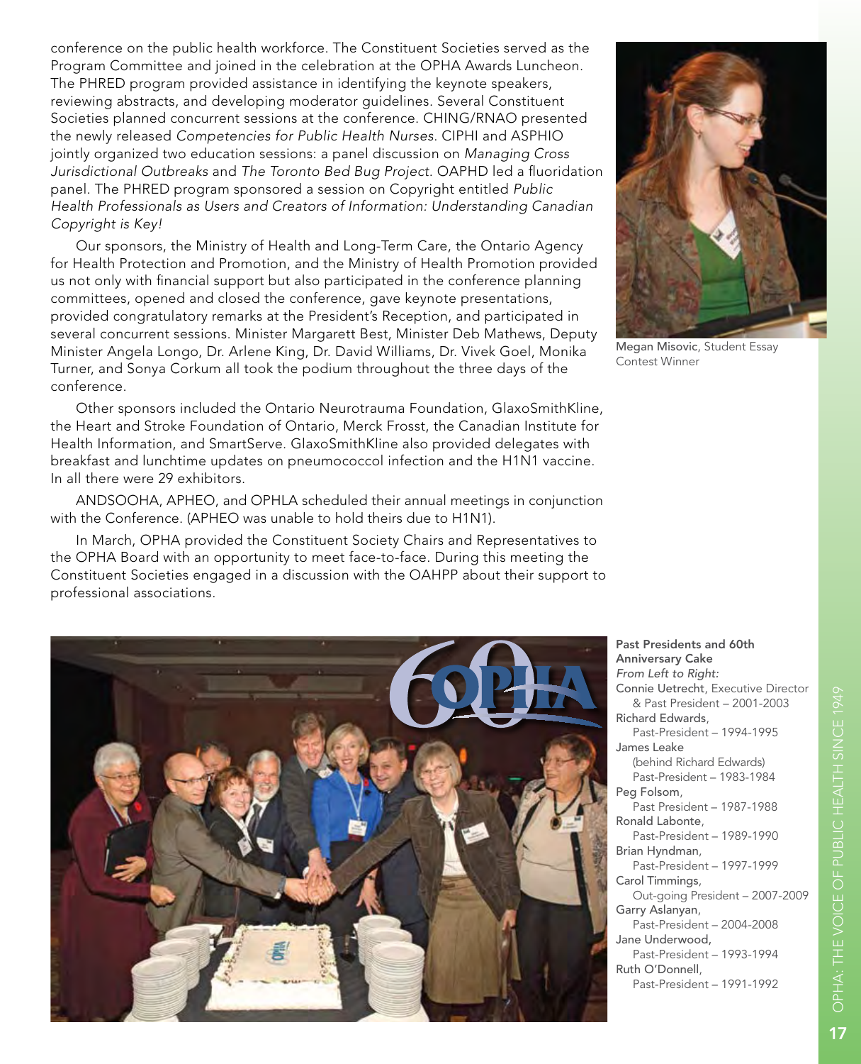conference on the public health workforce. The Constituent Societies served as the Program Committee and joined in the celebration at the OPHA Awards Luncheon. The PHRED program provided assistance in identifying the keynote speakers, reviewing abstracts, and developing moderator guidelines. Several Constituent Societies planned concurrent sessions at the conference. CHING/RNAO presented the newly released *Competencies for Public Health Nurses*. CIPHI and ASPHIO jointly organized two education sessions: a panel discussion on *Managing Cross Jurisdictional Outbreaks* and *The Toronto Bed Bug Project*. OAPHD led a fluoridation panel. The PHRED program sponsored a session on Copyright entitled *Public Health Professionals as Users and Creators of Information: Understanding Canadian Copyright is Key!*

Our sponsors, the Ministry of Health and Long-Term Care, the Ontario Agency for Health Protection and Promotion, and the Ministry of Health Promotion provided us not only with financial support but also participated in the conference planning committees, opened and closed the conference, gave keynote presentations, provided congratulatory remarks at the President's Reception, and participated in several concurrent sessions. Minister Margarett Best, Minister Deb Mathews, Deputy Minister Angela Longo, Dr. Arlene King, Dr. David Williams, Dr. Vivek Goel, Monika Turner, and Sonya Corkum all took the podium throughout the three days of the conference.

Other sponsors included the Ontario Neurotrauma Foundation, GlaxoSmithKline, the Heart and Stroke Foundation of Ontario, Merck Frosst, the Canadian Institute for Health Information, and SmartServe. GlaxoSmithKline also provided delegates with breakfast and lunchtime updates on pneumococcol infection and the H1N1 vaccine. In all there were 29 exhibitors.

ANDSOOHA, APHEO, and OPHLA scheduled their annual meetings in conjunction with the Conference. (APHEO was unable to hold theirs due to H1N1).

In March, OPHA provided the Constituent Society Chairs and Representatives to the OPHA Board with an opportunity to meet face-to-face. During this meeting the Constituent Societies engaged in a discussion with the OAHPP about their support to professional associations.

**Megan Misovic**, Student Essay Contest Winner

**Past Presidents and 60th Anniversary Cake**

*From Left to Right:*

**Connie Uetrecht**, Executive Director & Past President – 2001-2003
**Richard Edwards**, Past-President – 1994-1995
**James Leake** (behind Richard Edwards) Past-President – 1983-1984
**Peg Folsom**, Past President – 1987-1988
**Ronald Labonte**, Past-President – 1989-1990
**Brian Hyndman**, Past-President – 1997-1999
**Carol Timmings**, Out-going President – 2007-2009
**Garry Aslanyan**, Past-President – 2004-2008
**Jane Underwood**, Past-President – 1993-1994
**Ruth O'Donnell**, Past-President – 1991-1992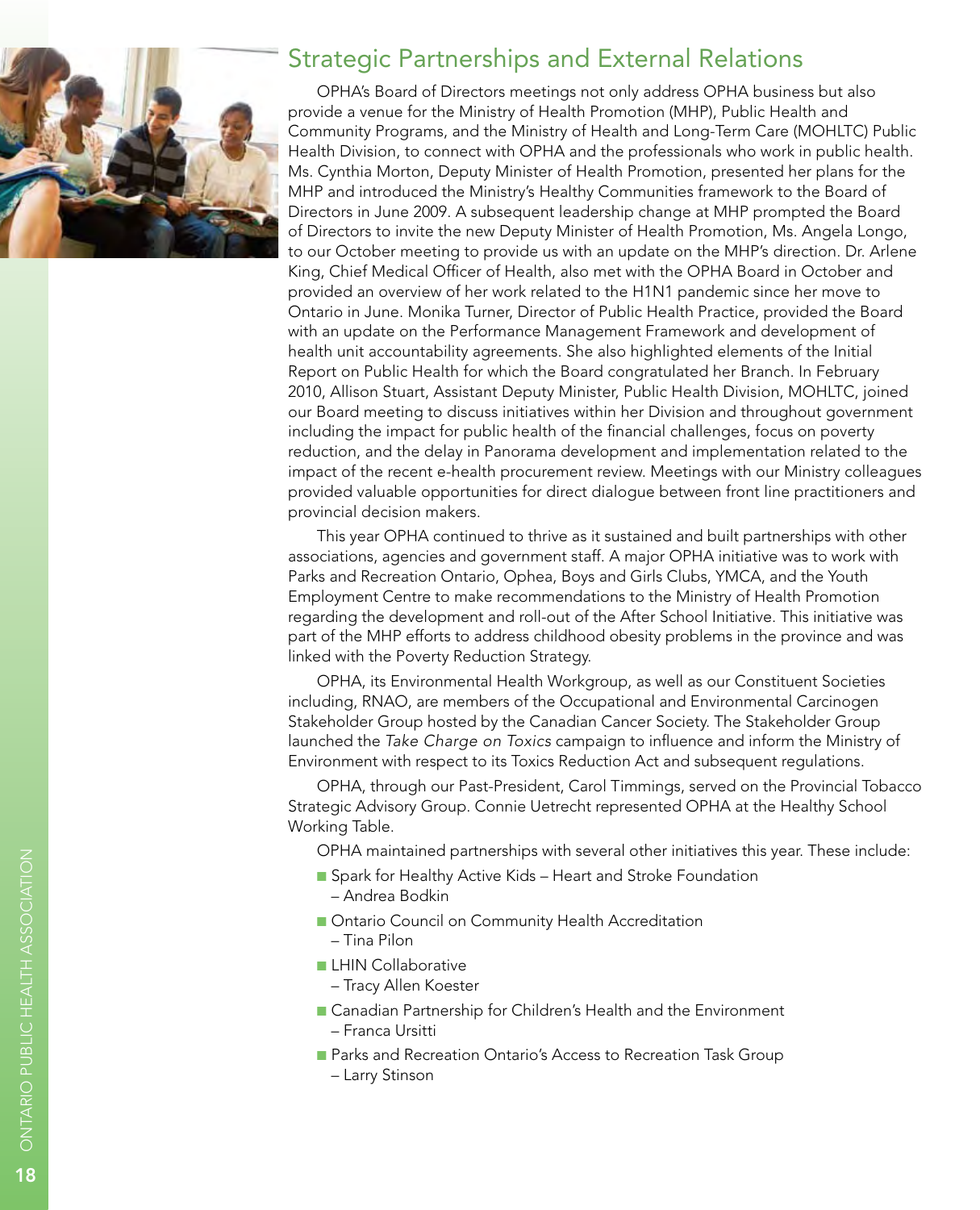## Strategic Partnerships and External Relations

OPHA's Board of Directors meetings not only address OPHA business but also provide a venue for the Ministry of Health Promotion (MHP), Public Health and Community Programs, and the Ministry of Health and Long-Term Care (MOHLTC) Public Health Division, to connect with OPHA and the professionals who work in public health. Ms. Cynthia Morton, Deputy Minister of Health Promotion, presented her plans for the MHP and introduced the Ministry's Healthy Communities framework to the Board of Directors in June 2009. A subsequent leadership change at MHP prompted the Board of Directors to invite the new Deputy Minister of Health Promotion, Ms. Angela Longo, to our October meeting to provide us with an update on the MHP's direction. Dr. Arlene King, Chief Medical Officer of Health, also met with the OPHA Board in October and provided an overview of her work related to the H1N1 pandemic since her move to Ontario in June. Monika Turner, Director of Public Health Practice, provided the Board with an update on the Performance Management Framework and development of health unit accountability agreements. She also highlighted elements of the Initial Report on Public Health for which the Board congratulated her Branch. In February 2010, Allison Stuart, Assistant Deputy Minister, Public Health Division, MOHLTC, joined our Board meeting to discuss initiatives within her Division and throughout government including the impact for public health of the financial challenges, focus on poverty reduction, and the delay in Panorama development and implementation related to the impact of the recent e-health procurement review. Meetings with our Ministry colleagues provided valuable opportunities for direct dialogue between front line practitioners and provincial decision makers.

This year OPHA continued to thrive as it sustained and built partnerships with other associations, agencies and government staff. A major OPHA initiative was to work with Parks and Recreation Ontario, Ophea, Boys and Girls Clubs, YMCA, and the Youth Employment Centre to make recommendations to the Ministry of Health Promotion regarding the development and roll-out of the After School Initiative. This initiative was part of the MHP efforts to address childhood obesity problems in the province and was linked with the Poverty Reduction Strategy.

OPHA, its Environmental Health Workgroup, as well as our Constituent Societies including, RNAO, are members of the Occupational and Environmental Carcinogen Stakeholder Group hosted by the Canadian Cancer Society. The Stakeholder Group launched the *Take Charge on Toxics* campaign to influence and inform the Ministry of Environment with respect to its Toxics Reduction Act and subsequent regulations.

OPHA, through our Past-President, Carol Timmings, served on the Provincial Tobacco Strategic Advisory Group. Connie Uetrecht represented OPHA at the Healthy School Working Table.

OPHA maintained partnerships with several other initiatives this year. These include:

- Spark for Healthy Active Kids – Heart and Stroke Foundation – Andrea Bodkin
- Ontario Council on Community Health Accreditation – Tina Pilon
- LHIN Collaborative – Tracy Allen Koester
- Canadian Partnership for Children's Health and the Environment – Franca Ursitti
- Parks and Recreation Ontario's Access to Recreation Task Group – Larry Stinson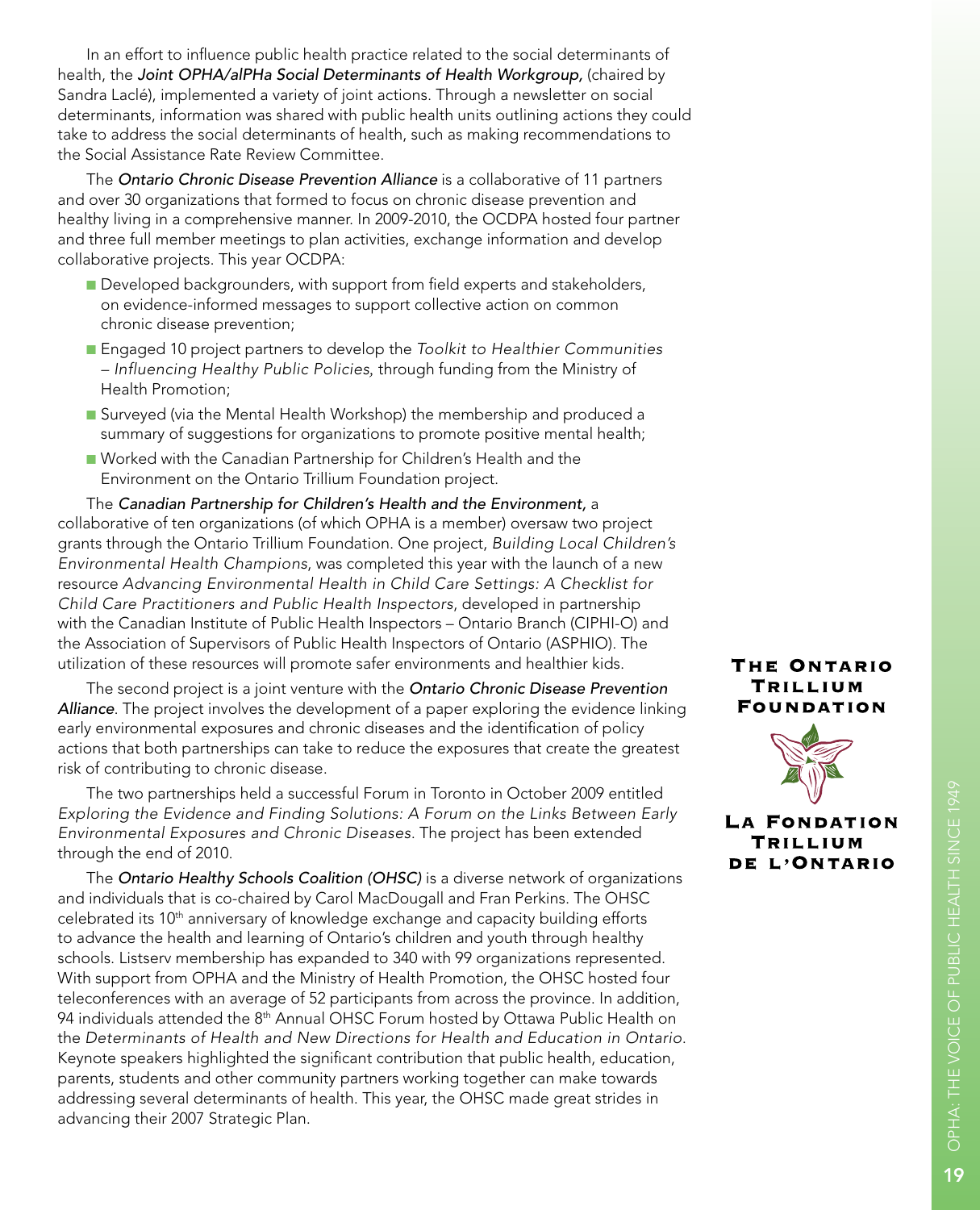In an effort to influence public health practice related to the social determinants of health, the ***Joint OPHA/alPHa Social Determinants of Health Workgroup,*** (chaired by Sandra Laclé), implemented a variety of joint actions. Through a newsletter on social determinants, information was shared with public health units outlining actions they could take to address the social determinants of health, such as making recommendations to the Social Assistance Rate Review Committee.

The *Ontario Chronic Disease Prevention Alliance* is a collaborative of 11 partners and over 30 organizations that formed to focus on chronic disease prevention and healthy living in a comprehensive manner. In 2009-2010, the OCDPA hosted four partner and three full member meetings to plan activities, exchange information and develop collaborative projects. This year OCDPA:

- Developed backgrounders, with support from field experts and stakeholders, on evidence-informed messages to support collective action on common chronic disease prevention;
- Engaged 10 project partners to develop the *Toolkit to Healthier Communities – Influencing Healthy Public Policies*, through funding from the Ministry of Health Promotion;
- Surveyed (via the Mental Health Workshop) the membership and produced a summary of suggestions for organizations to promote positive mental health;
- Worked with the Canadian Partnership for Children's Health and the Environment on the Ontario Trillium Foundation project.

The *Canadian Partnership for Children's Health and the Environment*, a collaborative of ten organizations (of which OPHA is a member) oversaw two project grants through the Ontario Trillium Foundation. One project, *Building Local Children's Environmental Health Champions*, was completed this year with the launch of a new resource *Advancing Environmental Health in Child Care Settings: A Checklist for Child Care Practitioners and Public Health Inspectors*, developed in partnership with the Canadian Institute of Public Health Inspectors – Ontario Branch (CIPHI-O) and the Association of Supervisors of Public Health Inspectors of Ontario (ASPHIO). The utilization of these resources will promote safer environments and healthier kids.

The second project is a joint venture with the *Ontario Chronic Disease Prevention Alliance*. The project involves the development of a paper exploring the evidence linking early environmental exposures and chronic diseases and the identification of policy actions that both partnerships can take to reduce the exposures that create the greatest risk of contributing to chronic disease.

The two partnerships held a successful Forum in Toronto in October 2009 entitled *Exploring the Evidence and Finding Solutions: A Forum on the Links Between Early Environmental Exposures and Chronic Diseases*. The project has been extended through the end of 2010.

The *Ontario Healthy Schools Coalition (OHSC)* is a diverse network of organizations and individuals that is co-chaired by Carol MacDougall and Fran Perkins. The OHSC celebrated its 10th anniversary of knowledge exchange and capacity building efforts to advance the health and learning of Ontario's children and youth through healthy schools. Listserv membership has expanded to 340 with 99 organizations represented. With support from OPHA and the Ministry of Health Promotion, the OHSC hosted four teleconferences with an average of 52 participants from across the province. In addition, 94 individuals attended the 8th Annual OHSC Forum hosted by Ottawa Public Health on the *Determinants of Health and New Directions for Health and Education in Ontario*. Keynote speakers highlighted the significant contribution that public health, education, parents, students and other community partners working together can make towards addressing several determinants of health. This year, the OHSC made great strides in advancing their 2007 Strategic Plan.

THE ONTARIO TRILLIUM FOUNDATION

LA FONDATION TRILLIUM DE L'ONTARIO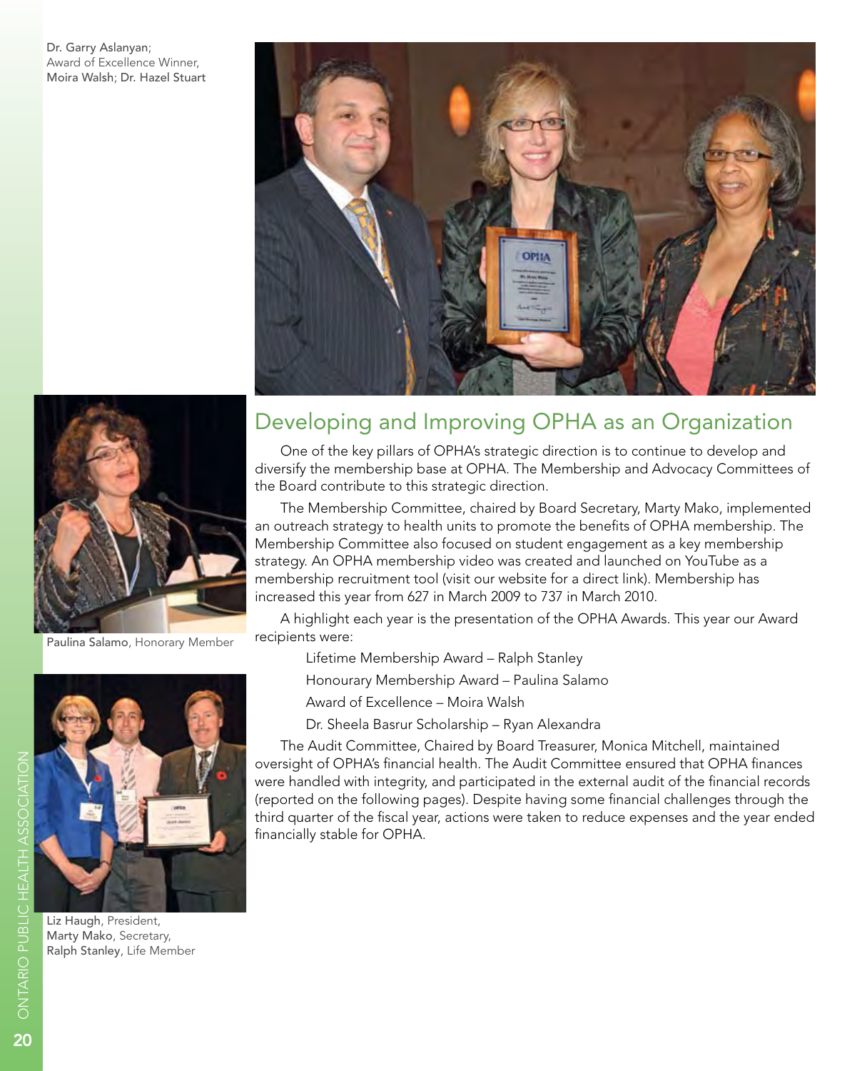Dr. Garry Aslanyan; Award of Excellence Winner, Moira Walsh; Dr. Hazel Stuart

Paulina Salamo, Honorary Member

Liz Haugh, President, Marty Mako, Secretary, Ralph Stanley, Life Member

## Developing and Improving OPHA as an Organization

One of the key pillars of OPHA's strategic direction is to continue to develop and diversify the membership base at OPHA. The Membership and Advocacy Committees of the Board contribute to this strategic direction.

The Membership Committee, chaired by Board Secretary, Marty Mako, implemented an outreach strategy to health units to promote the benefits of OPHA membership. The Membership Committee also focused on student engagement as a key membership strategy. An OPHA membership video was created and launched on YouTube as a membership recruitment tool (visit our website for a direct link). Membership has increased this year from 627 in March 2009 to 737 in March 2010.

A highlight each year is the presentation of the OPHA Awards. This year our Award recipients were:

- Lifetime Membership Award – Ralph Stanley
- Honourary Membership Award – Paulina Salamo
- Award of Excellence – Moira Walsh
- Dr. Sheela Basrur Scholarship – Ryan Alexandra

The Audit Committee, Chaired by Board Treasurer, Monica Mitchell, maintained oversight of OPHA's financial health. The Audit Committee ensured that OPHA finances were handled with integrity, and participated in the external audit of the financial records (reported on the following pages). Despite having some financial challenges through the third quarter of the fiscal year, actions were taken to reduce expenses and the year ended financially stable for OPHA.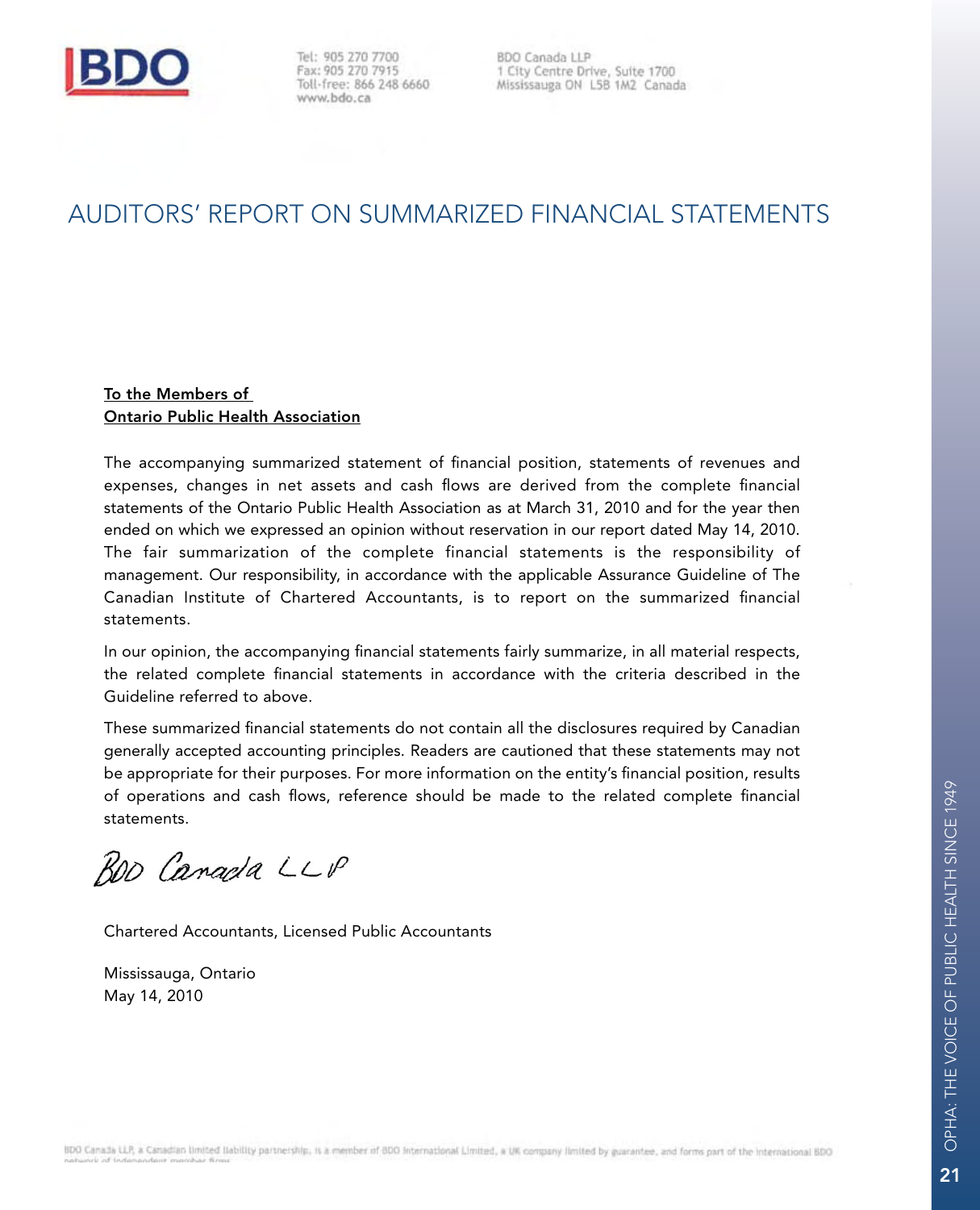BDO

Tel: 905 270 7700
Fax: 905 270 7915
Toll-free: 866 248 6660
www.bdo.ca

BDO Canada LLP
1 City Centre Drive, Suite 1700
Mississauga ON L5B 1M2 Canada

# AUDITORS' REPORT ON SUMMARIZED FINANCIAL STATEMENTS

**To the Members of**
**Ontario Public Health Association**

The accompanying summarized statement of financial position, statements of revenues and expenses, changes in net assets and cash flows are derived from the complete financial statements of the Ontario Public Health Association as at March 31, 2010 and for the year then ended on which we expressed an opinion without reservation in our report dated May 14, 2010. The fair summarization of the complete financial statements is the responsibility of management. Our responsibility, in accordance with the applicable Assurance Guideline of The Canadian Institute of Chartered Accountants, is to report on the summarized financial statements.

In our opinion, the accompanying financial statements fairly summarize, in all material respects, the related complete financial statements in accordance with the criteria described in the Guideline referred to above.

These summarized financial statements do not contain all the disclosures required by Canadian generally accepted accounting principles. Readers are cautioned that these statements may not be appropriate for their purposes. For more information on the entity's financial position, results of operations and cash flows, reference should be made to the related complete financial statements.

BDO Canada LLP

Chartered Accountants, Licensed Public Accountants

Mississauga, Ontario
May 14, 2010

BDO Canada LLP, a Canadian limited liability partnership, is a member of BDO International Limited, a UK company limited by guarantee, and forms part of the international BDO network of independent member firms.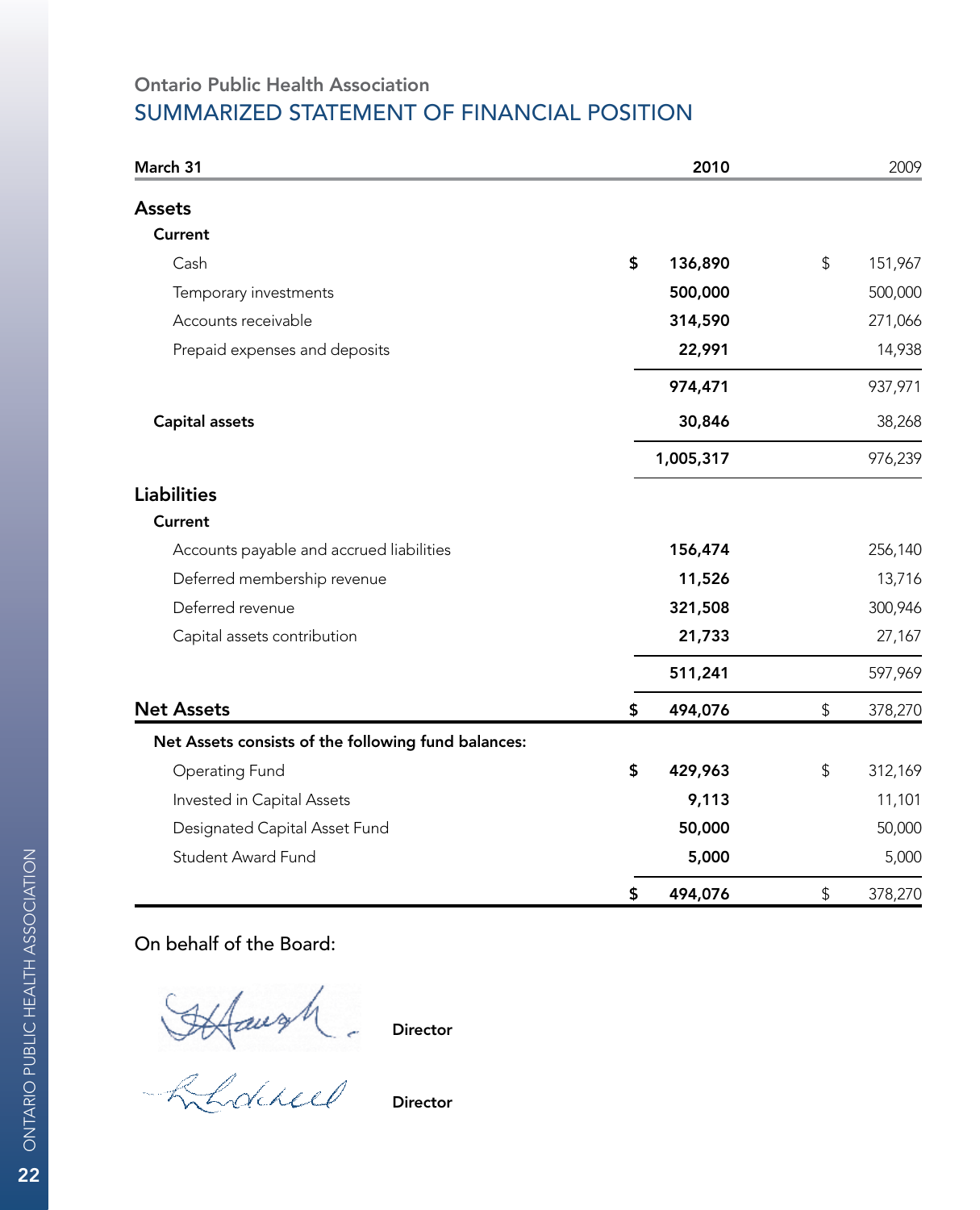**Ontario Public Health Association**

# SUMMARIZED STATEMENT OF FINANCIAL POSITION

| March 31 | 2010 | 2009 |
|---|---|---|
| **Assets** | | |
| **Current** | | |
| Cash | **$ 136,890** | $ 151,967 |
| Temporary investments | **500,000** | 500,000 |
| Accounts receivable | **314,590** | 271,066 |
| Prepaid expenses and deposits | **22,991** | 14,938 |
| | **974,471** | 937,971 |
| **Capital assets** | **30,846** | 38,268 |
| | **1,005,317** | 976,239 |
| **Liabilities** | | |
| **Current** | | |
| Accounts payable and accrued liabilities | **156,474** | 256,140 |
| Deferred membership revenue | **11,526** | 13,716 |
| Deferred revenue | **321,508** | 300,946 |
| Capital assets contribution | **21,733** | 27,167 |
| | **511,241** | 597,969 |
| **Net Assets** | **$ 494,076** | $ 378,270 |
| **Net Assets consists of the following fund balances:** | | |
| Operating Fund | **$ 429,963** | $ 312,169 |
| Invested in Capital Assets | **9,113** | 11,101 |
| Designated Capital Asset Fund | **50,000** | 50,000 |
| Student Award Fund | **5,000** | 5,000 |
| | **$ 494,076** | $ 378,270 |

On behalf of the Board:

**Director**

**Director**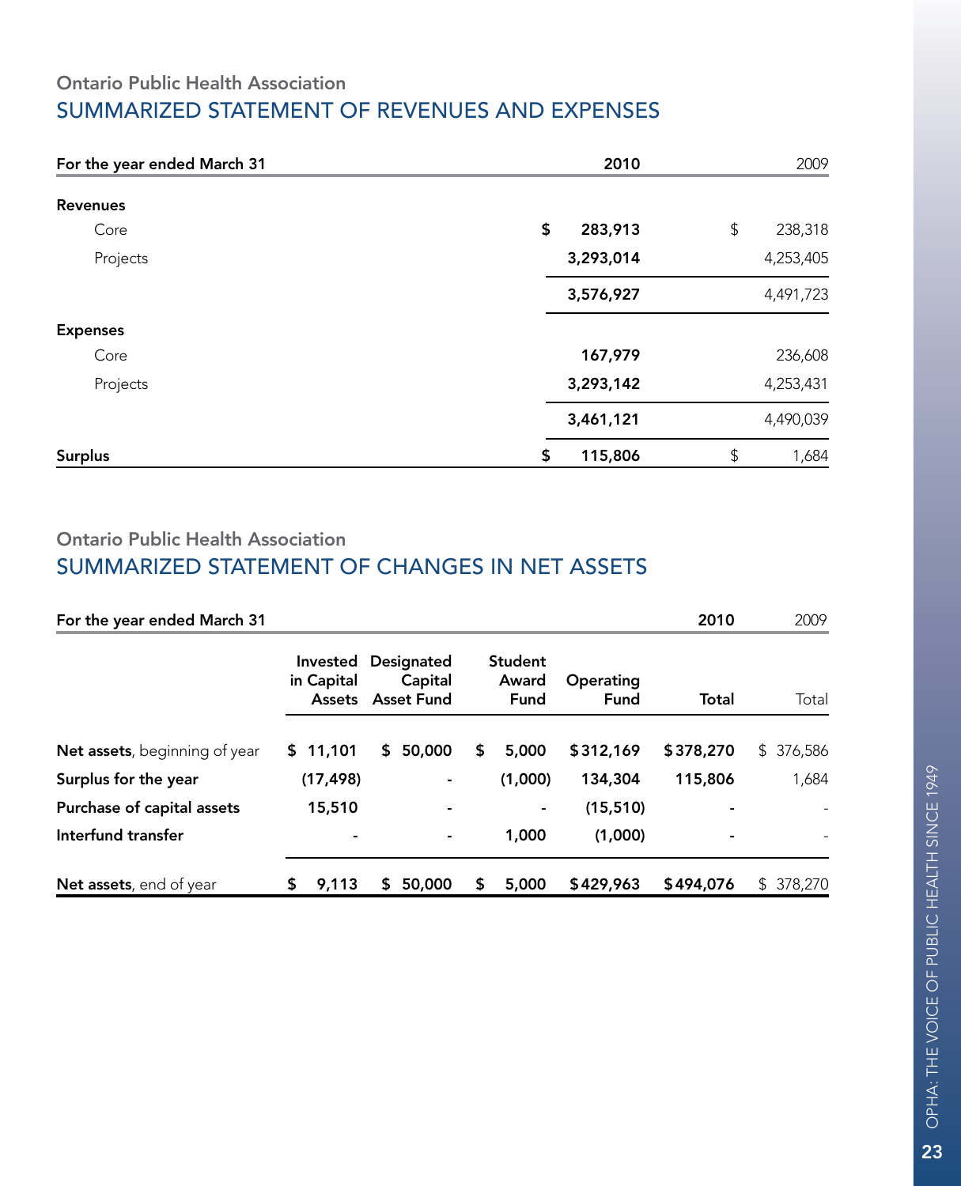### Ontario Public Health Association

## SUMMARIZED STATEMENT OF REVENUES AND EXPENSES

| For the year ended March 31 | 2010 | 2009 |
|---|---|---|
| **Revenues** | | |
| Core | $ 283,913 | $ 238,318 |
| Projects | 3,293,014 | 4,253,405 |
| | 3,576,927 | 4,491,723 |
| **Expenses** | | |
| Core | 167,979 | 236,608 |
| Projects | 3,293,142 | 4,253,431 |
| | 3,461,121 | 4,490,039 |
| **Surplus** | $ 115,806 | $ 1,684 |

### Ontario Public Health Association

## SUMMARIZED STATEMENT OF CHANGES IN NET ASSETS

| For the year ended March 31 | | | | | 2010 | 2009 |
|---|---|---|---|---|---|---|
| | Invested in Capital Assets | Designated Capital Asset Fund | Student Award Fund | Operating Fund | Total | Total |
| **Net assets**, beginning of year | $ 11,101 | $ 50,000 | $ 5,000 | $312,169 | $378,270 | $ 376,586 |
| **Surplus for the year** | (17,498) | - | (1,000) | 134,304 | 115,806 | 1,684 |
| **Purchase of capital assets** | 15,510 | - | - | (15,510) | - | - |
| **Interfund transfer** | - | - | 1,000 | (1,000) | - | - |
| **Net assets**, end of year | $ 9,113 | $ 50,000 | $ 5,000 | $429,963 | $494,076 | $ 378,270 |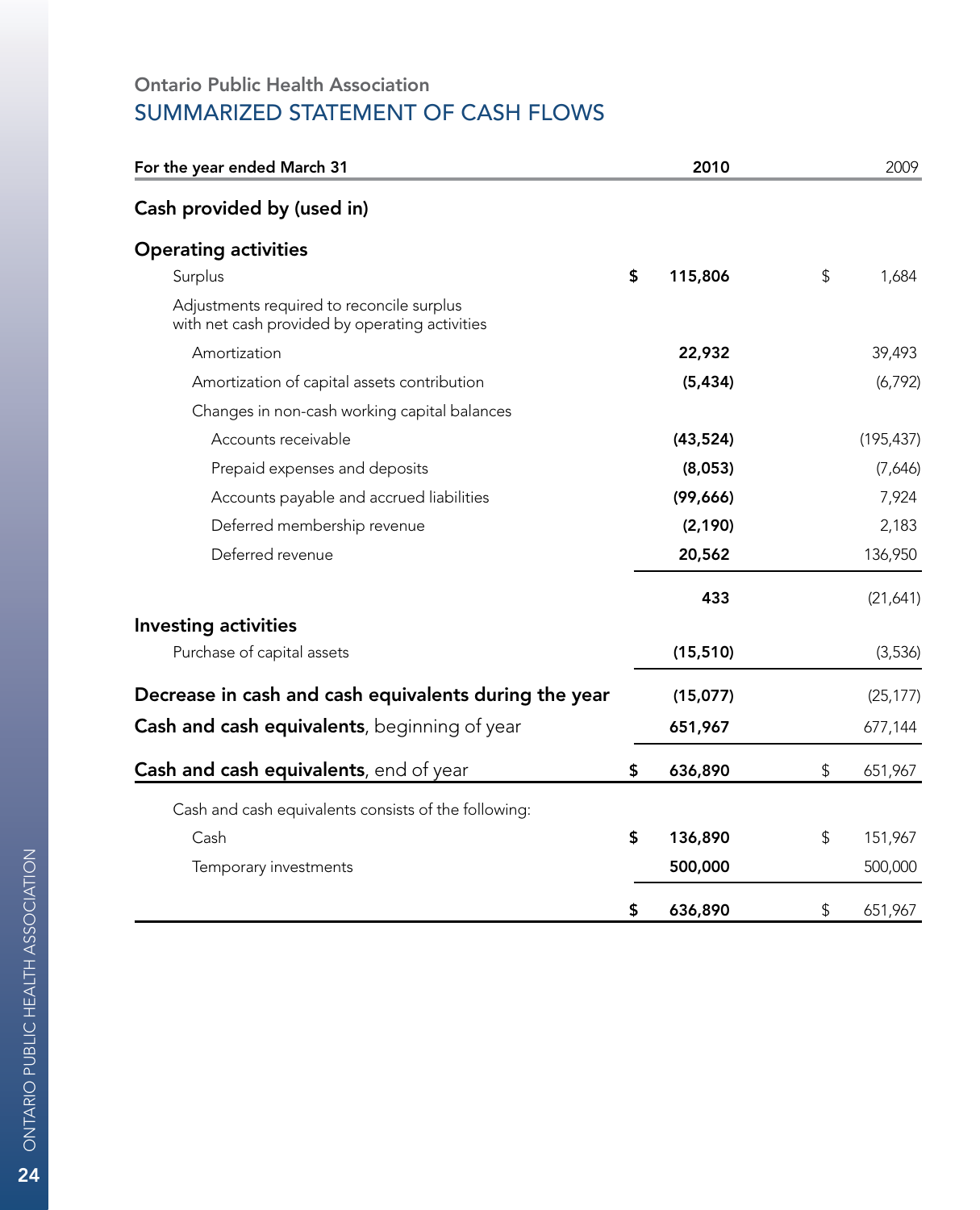Ontario Public Health Association

## SUMMARIZED STATEMENT OF CASH FLOWS

| For the year ended March 31 | 2010 | 2009 |
|---|---|---|
| **Cash provided by (used in)** | | |
| **Operating activities** | | |
| Surplus | $ 115,806 | $ 1,684 |
| Adjustments required to reconcile surplus with net cash provided by operating activities | | |
| Amortization | 22,932 | 39,493 |
| Amortization of capital assets contribution | (5,434) | (6,792) |
| Changes in non-cash working capital balances | | |
| Accounts receivable | (43,524) | (195,437) |
| Prepaid expenses and deposits | (8,053) | (7,646) |
| Accounts payable and accrued liabilities | (99,666) | 7,924 |
| Deferred membership revenue | (2,190) | 2,183 |
| Deferred revenue | 20,562 | 136,950 |
| | 433 | (21,641) |
| **Investing activities** | | |
| Purchase of capital assets | (15,510) | (3,536) |
| **Decrease in cash and cash equivalents during the year** | (15,077) | (25,177) |
| **Cash and cash equivalents**, beginning of year | 651,967 | 677,144 |
| **Cash and cash equivalents**, end of year | $ 636,890 | $ 651,967 |
| Cash and cash equivalents consists of the following: | | |
| Cash | $ 136,890 | $ 151,967 |
| Temporary investments | 500,000 | 500,000 |
| | $ 636,890 | $ 651,967 |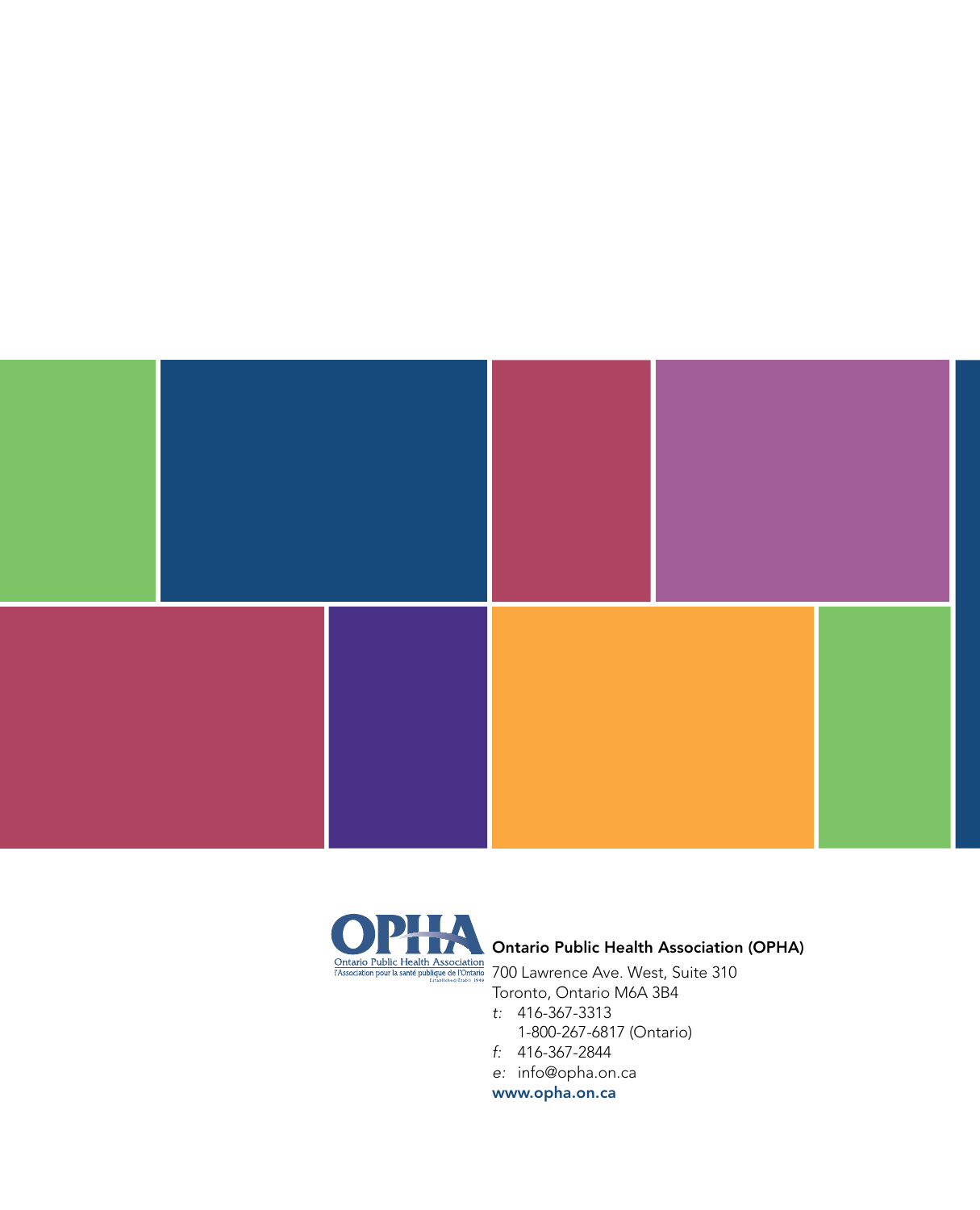OPHA
Ontario Public Health Association
l'Association pour la santé publique de l'Ontario
Established/Établi 1949

**Ontario Public Health Association (OPHA)**

700 Lawrence Ave. West, Suite 310
Toronto, Ontario M6A 3B4

*t:* 416-367-3313
1-800-267-6817 (Ontario)

*f:* 416-367-2844

*e:* info@opha.on.ca

**www.opha.on.ca**